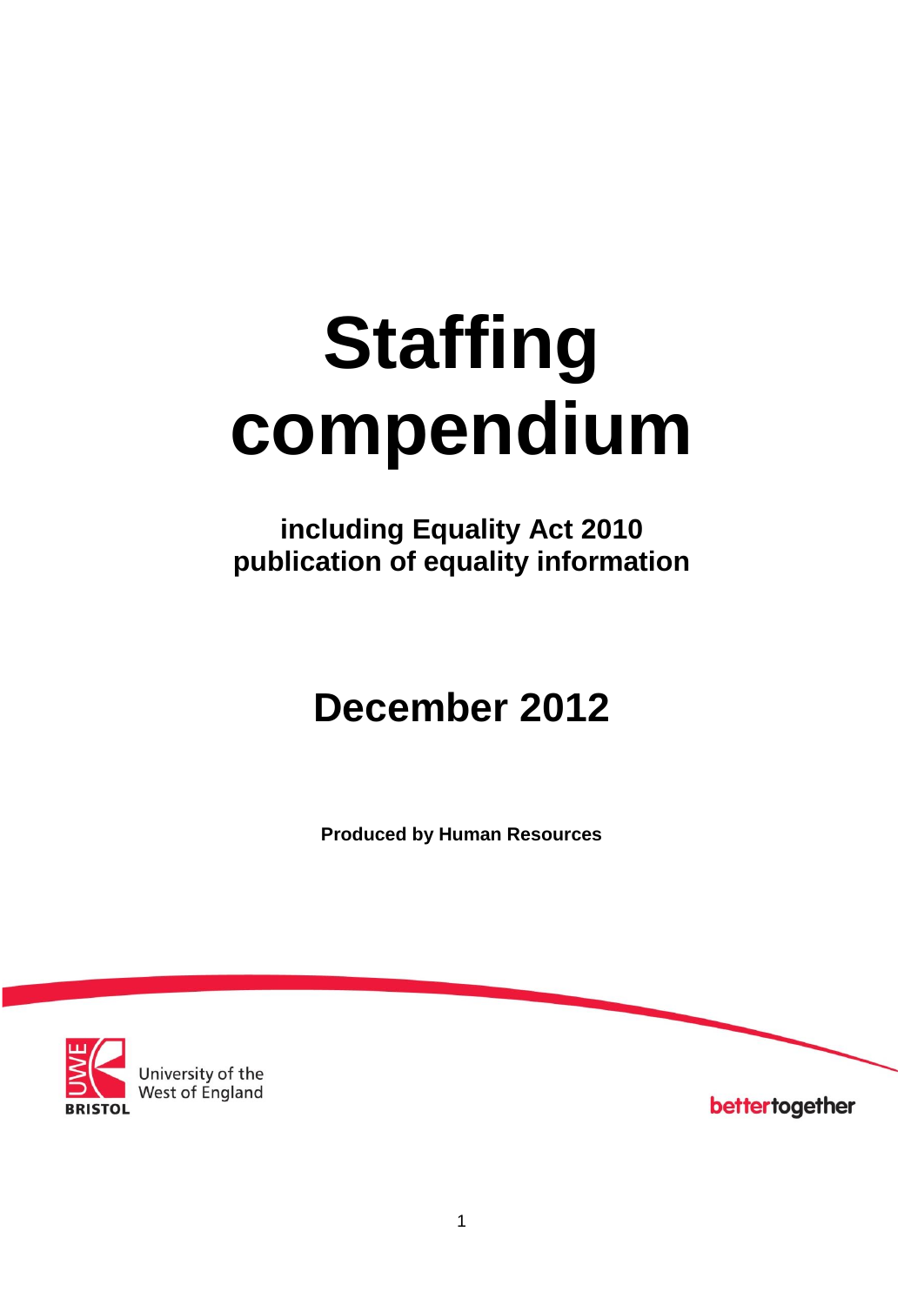# Staffing compendium

**including Equality Act 2010 publication of equality information**

## December 2012

**Produced by Human Resources**

University of the West of England

BRISTOL

bettertogether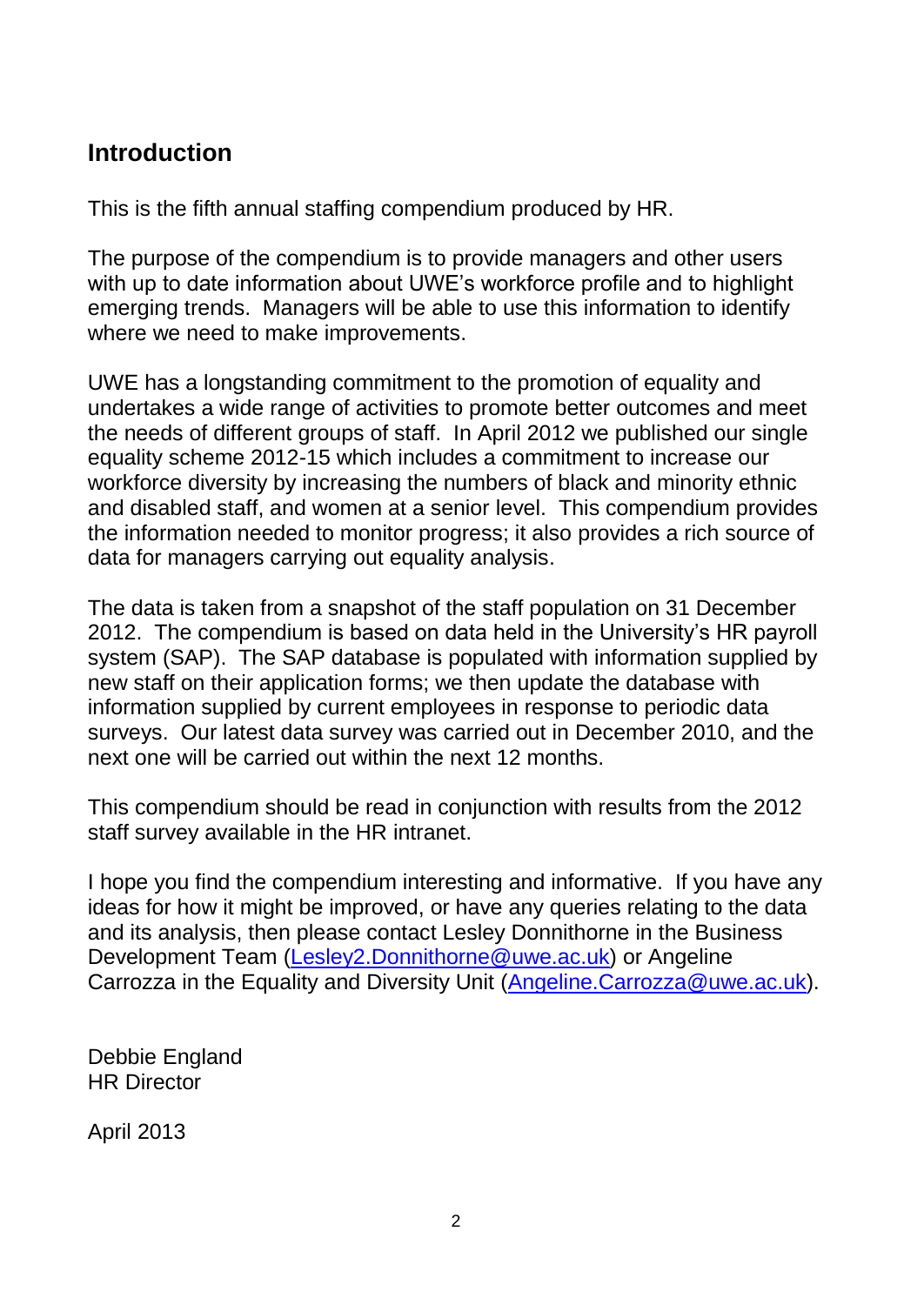## Introduction

This is the fifth annual staffing compendium produced by HR.

The purpose of the compendium is to provide managers and other users with up to date information about UWE's workforce profile and to highlight emerging trends. Managers will be able to use this information to identify where we need to make improvements.

UWE has a longstanding commitment to the promotion of equality and undertakes a wide range of activities to promote better outcomes and meet the needs of different groups of staff. In April 2012 we published our single equality scheme 2012-15 which includes a commitment to increase our workforce diversity by increasing the numbers of black and minority ethnic and disabled staff, and women at a senior level. This compendium provides the information needed to monitor progress; it also provides a rich source of data for managers carrying out equality analysis.

The data is taken from a snapshot of the staff population on 31 December 2012. The compendium is based on data held in the University's HR payroll system (SAP). The SAP database is populated with information supplied by new staff on their application forms; we then update the database with information supplied by current employees in response to periodic data surveys. Our latest data survey was carried out in December 2010, and the next one will be carried out within the next 12 months.

This compendium should be read in conjunction with results from the 2012 staff survey available in the HR intranet.

I hope you find the compendium interesting and informative. If you have any ideas for how it might be improved, or have any queries relating to the data and its analysis, then please contact Lesley Donnithorne in the Business Development Team ([Lesley2.Donnithorne@uwe.ac.uk](mailto:Lesley2.Donnithorne@uwe.ac.uk)) or Angeline Carrozza in the Equality and Diversity Unit ([Angeline.Carrozza@uwe.ac.uk](mailto:Angeline.Carrozza@uwe.ac.uk)).

Debbie England
HR Director

April 2013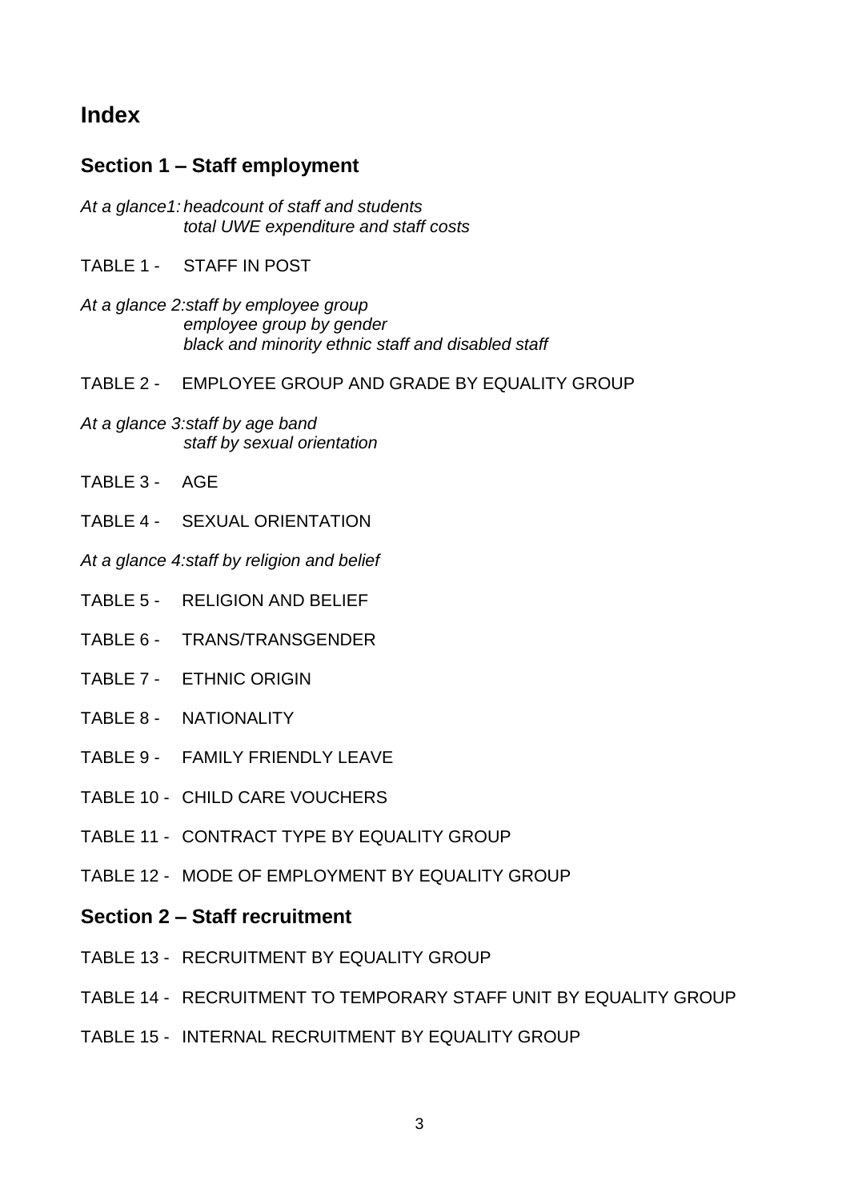# Index

## Section 1 – Staff employment

*At a glance1: headcount of staff and students*
*total UWE expenditure and staff costs*

TABLE 1 - STAFF IN POST

*At a glance 2: staff by employee group*
*employee group by gender*
*black and minority ethnic staff and disabled staff*

TABLE 2 - EMPLOYEE GROUP AND GRADE BY EQUALITY GROUP

*At a glance 3: staff by age band*
*staff by sexual orientation*

TABLE 3 - AGE

TABLE 4 - SEXUAL ORIENTATION

*At a glance 4: staff by religion and belief*

TABLE 5 - RELIGION AND BELIEF

TABLE 6 - TRANS/TRANSGENDER

TABLE 7 - ETHNIC ORIGIN

TABLE 8 - NATIONALITY

TABLE 9 - FAMILY FRIENDLY LEAVE

TABLE 10 - CHILD CARE VOUCHERS

TABLE 11 - CONTRACT TYPE BY EQUALITY GROUP

TABLE 12 - MODE OF EMPLOYMENT BY EQUALITY GROUP

## Section 2 – Staff recruitment

TABLE 13 - RECRUITMENT BY EQUALITY GROUP

TABLE 14 - RECRUITMENT TO TEMPORARY STAFF UNIT BY EQUALITY GROUP

TABLE 15 - INTERNAL RECRUITMENT BY EQUALITY GROUP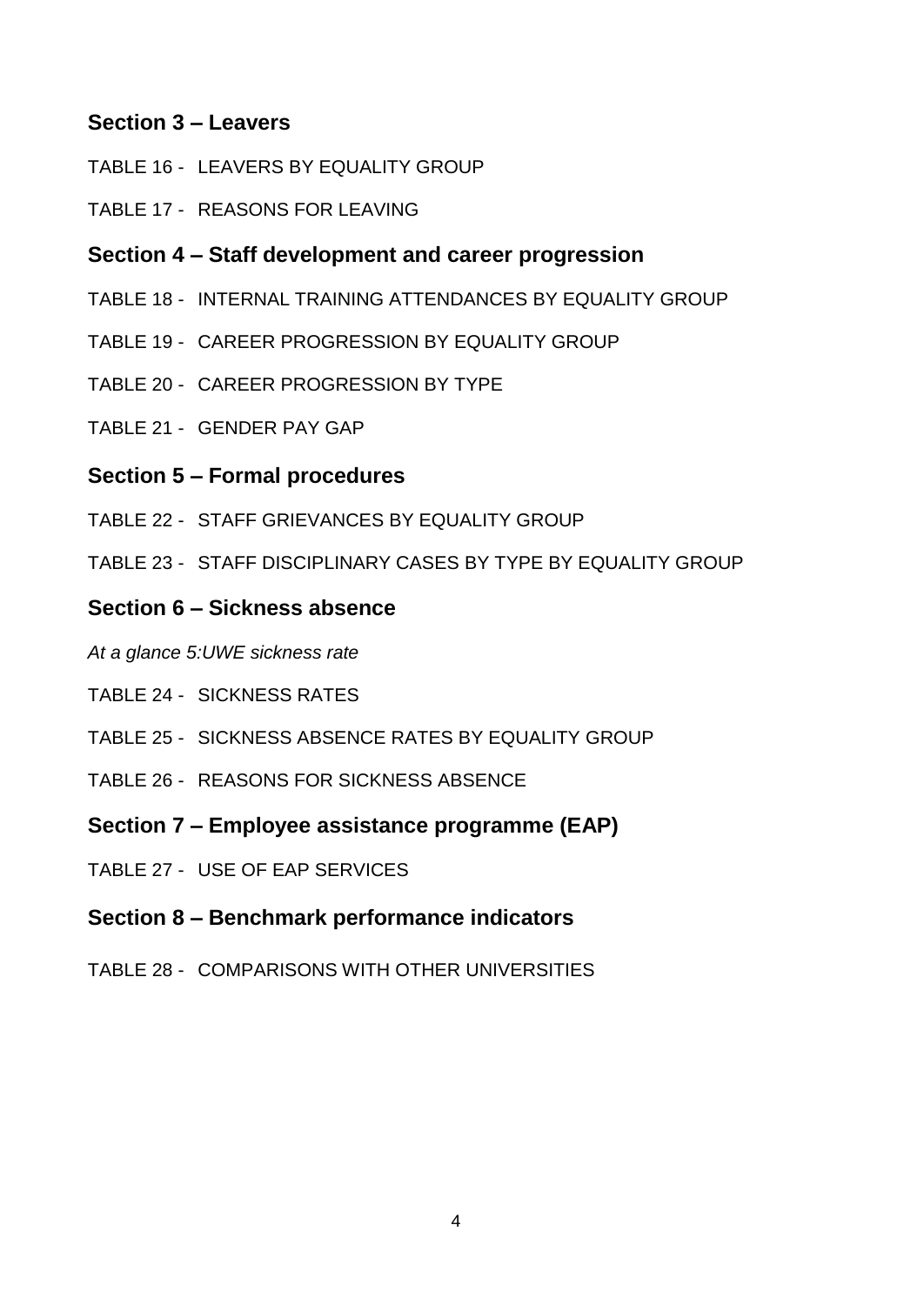## Section 3 – Leavers

TABLE 16 - LEAVERS BY EQUALITY GROUP

TABLE 17 - REASONS FOR LEAVING

## Section 4 – Staff development and career progression

TABLE 18 - INTERNAL TRAINING ATTENDANCES BY EQUALITY GROUP

TABLE 19 - CAREER PROGRESSION BY EQUALITY GROUP

TABLE 20 - CAREER PROGRESSION BY TYPE

TABLE 21 - GENDER PAY GAP

## Section 5 – Formal procedures

TABLE 22 - STAFF GRIEVANCES BY EQUALITY GROUP

TABLE 23 - STAFF DISCIPLINARY CASES BY TYPE BY EQUALITY GROUP

## Section 6 – Sickness absence

*At a glance 5:UWE sickness rate*

TABLE 24 - SICKNESS RATES

TABLE 25 - SICKNESS ABSENCE RATES BY EQUALITY GROUP

TABLE 26 - REASONS FOR SICKNESS ABSENCE

## Section 7 – Employee assistance programme (EAP)

TABLE 27 - USE OF EAP SERVICES

## Section 8 – Benchmark performance indicators

TABLE 28 - COMPARISONS WITH OTHER UNIVERSITIES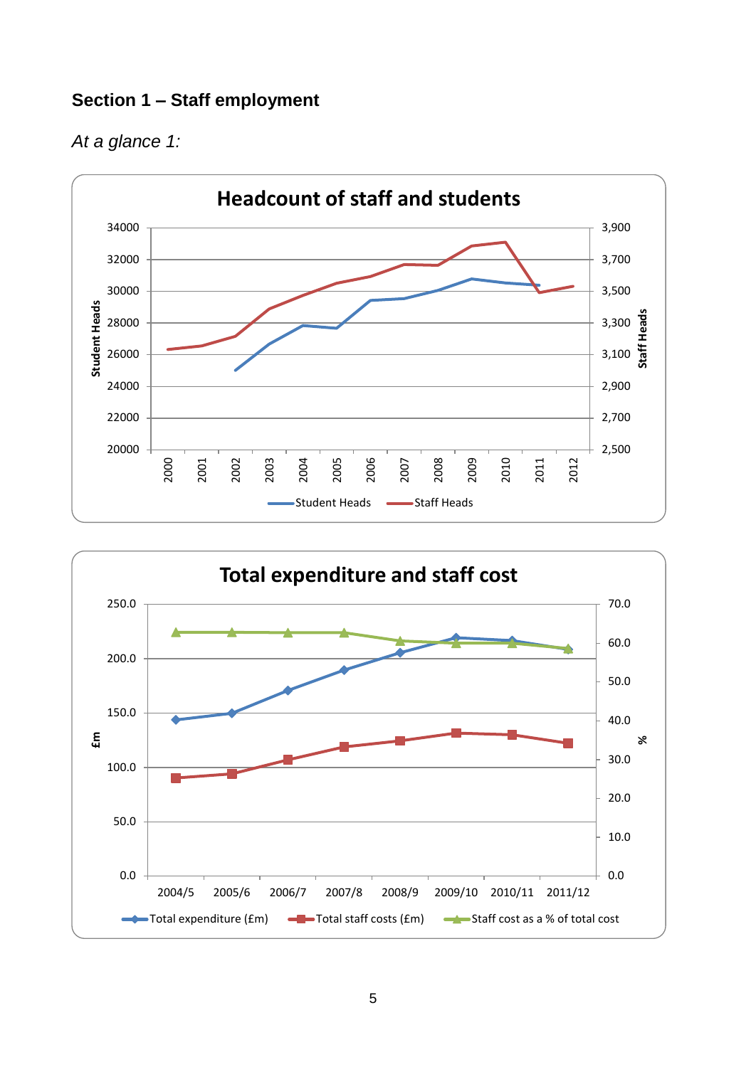## Section 1 – Staff employment

*At a glance 1:*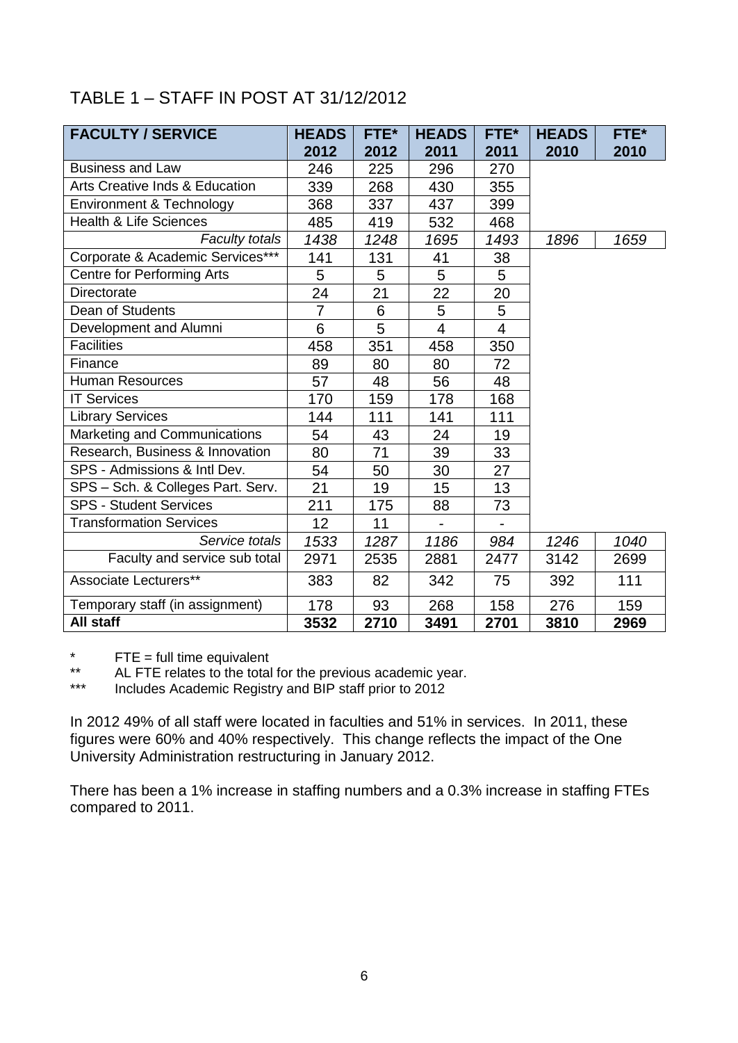## TABLE 1 – STAFF IN POST AT 31/12/2012

| FACULTY / SERVICE | HEADS 2012 | FTE* 2012 | HEADS 2011 | FTE* 2011 | HEADS 2010 | FTE* 2010 |
|---|---|---|---|---|---|---|
| Business and Law | 246 | 225 | 296 | 270 | | |
| Arts Creative Inds & Education | 339 | 268 | 430 | 355 | | |
| Environment & Technology | 368 | 337 | 437 | 399 | | |
| Health & Life Sciences | 485 | 419 | 532 | 468 | | |
| *Faculty totals* | *1438* | *1248* | *1695* | *1493* | *1896* | *1659* |
| Corporate & Academic Services*** | 141 | 131 | 41 | 38 | | |
| Centre for Performing Arts | 5 | 5 | 5 | 5 | | |
| Directorate | 24 | 21 | 22 | 20 | | |
| Dean of Students | 7 | 6 | 5 | 5 | | |
| Development and Alumni | 6 | 5 | 4 | 4 | | |
| Facilities | 458 | 351 | 458 | 350 | | |
| Finance | 89 | 80 | 80 | 72 | | |
| Human Resources | 57 | 48 | 56 | 48 | | |
| IT Services | 170 | 159 | 178 | 168 | | |
| Library Services | 144 | 111 | 141 | 111 | | |
| Marketing and Communications | 54 | 43 | 24 | 19 | | |
| Research, Business & Innovation | 80 | 71 | 39 | 33 | | |
| SPS - Admissions & Intl Dev. | 54 | 50 | 30 | 27 | | |
| SPS – Sch. & Colleges Part. Serv. | 21 | 19 | 15 | 13 | | |
| SPS - Student Services | 211 | 175 | 88 | 73 | | |
| Transformation Services | 12 | 11 | - | - | | |
| *Service totals* | *1533* | *1287* | *1186* | *984* | *1246* | *1040* |
| Faculty and service sub total | 2971 | 2535 | 2881 | 2477 | 3142 | 2699 |
| Associate Lecturers** | 383 | 82 | 342 | 75 | 392 | 111 |
| Temporary staff (in assignment) | 178 | 93 | 268 | 158 | 276 | 159 |
| **All staff** | **3532** | **2710** | **3491** | **2701** | **3810** | **2969** |

\* FTE = full time equivalent

\** AL FTE relates to the total for the previous academic year.

\*** Includes Academic Registry and BIP staff prior to 2012

In 2012 49% of all staff were located in faculties and 51% in services. In 2011, these figures were 60% and 40% respectively. This change reflects the impact of the One University Administration restructuring in January 2012.

There has been a 1% increase in staffing numbers and a 0.3% increase in staffing FTEs compared to 2011.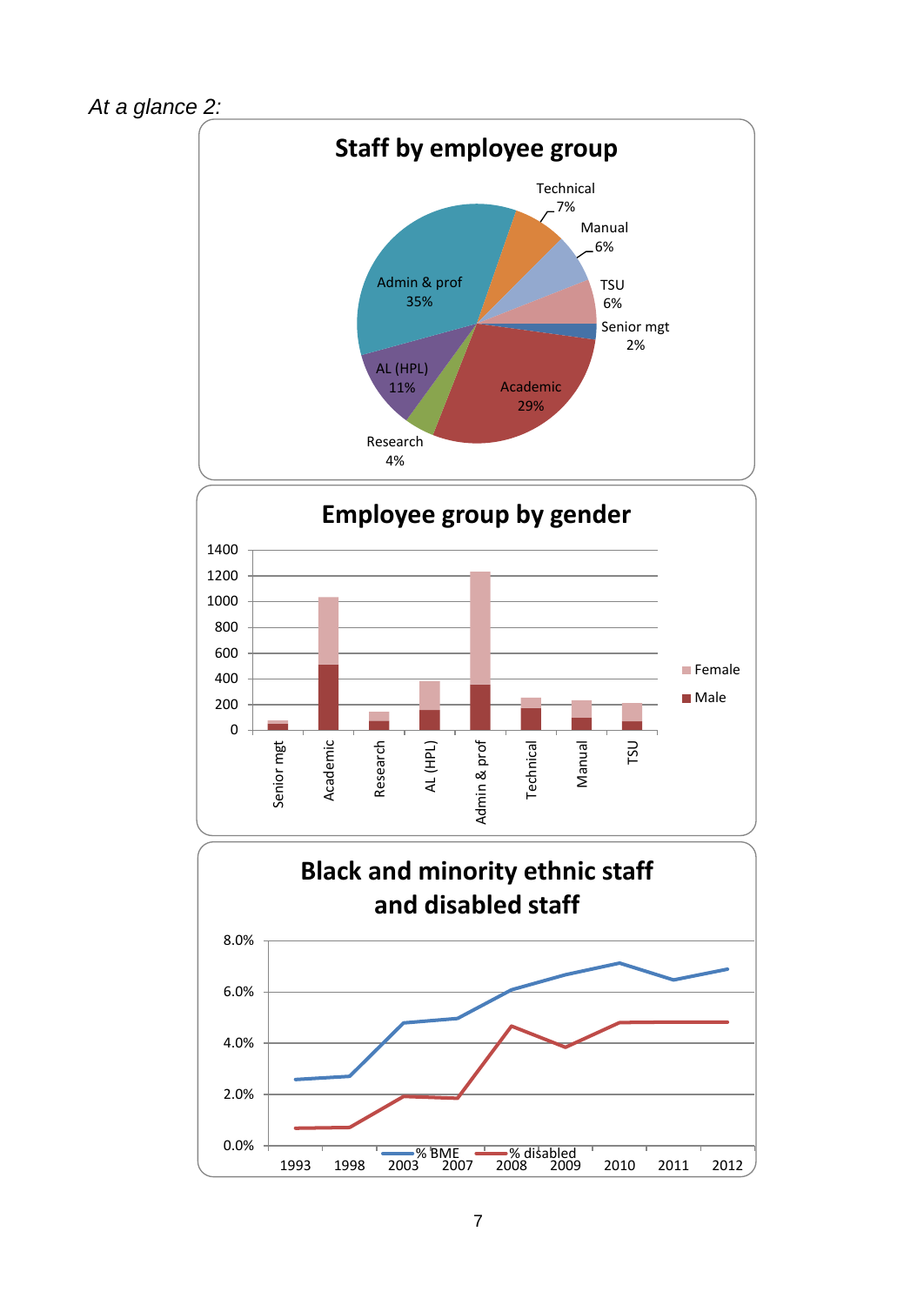*At a glance 2:*

## Staff by employee group

Technical 7%
Manual 6%
TSU 6%
Senior mgt 2%
Academic 29%
Research 4%
AL (HPL) 11%
Admin & prof 35%

## Employee group by gender

1400
1200
1000
800
600
400
200
0

Senior mgt, Academic, Research, AL (HPL), Admin & prof, Technical, Manual, TSU

Female
Male

## Black and minority ethnic staff and disabled staff

8.0%
6.0%
4.0%
2.0%
0.0%

1993, 1998, 2003, 2007, 2008, 2009, 2010, 2011, 2012

% BME
% disabled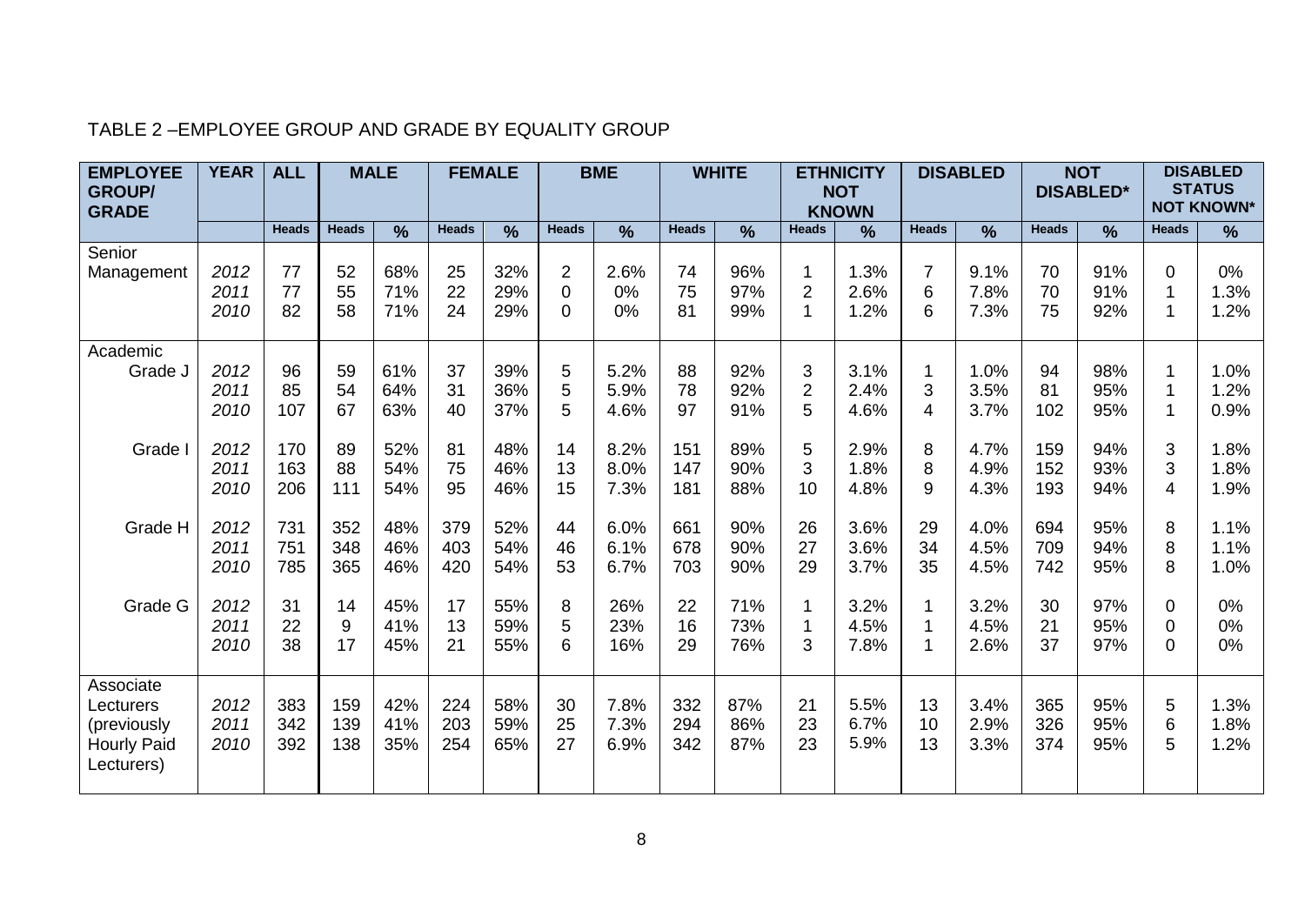TABLE 2 –EMPLOYEE GROUP AND GRADE BY EQUALITY GROUP

| EMPLOYEE GROUP/ GRADE | YEAR | ALL | MALE | | FEMALE | | BME | | WHITE | | ETHNICITY NOT KNOWN | | DISABLED | | NOT DISABLED* | | DISABLED STATUS NOT KNOWN* | |
|---|---|---|---|---|---|---|---|---|---|---|---|---|---|---|---|---|---|---|
| | | Heads | Heads | % | Heads | % | Heads | % | Heads | % | Heads | % | Heads | % | Heads | % | Heads | % |
| Senior Management | 2012 | 77 | 52 | 68% | 25 | 32% | 2 | 2.6% | 74 | 96% | 1 | 1.3% | 7 | 9.1% | 70 | 91% | 0 | 0% |
| | 2011 | 77 | 55 | 71% | 22 | 29% | 0 | 0% | 75 | 97% | 2 | 2.6% | 6 | 7.8% | 70 | 91% | 1 | 1.3% |
| | 2010 | 82 | 58 | 71% | 24 | 29% | 0 | 0% | 81 | 99% | 1 | 1.2% | 6 | 7.3% | 75 | 92% | 1 | 1.2% |
| Academic Grade J | 2012 | 96 | 59 | 61% | 37 | 39% | 5 | 5.2% | 88 | 92% | 3 | 3.1% | 1 | 1.0% | 94 | 98% | 1 | 1.0% |
| | 2011 | 85 | 54 | 64% | 31 | 36% | 5 | 5.9% | 78 | 92% | 2 | 2.4% | 3 | 3.5% | 81 | 95% | 1 | 1.2% |
| | 2010 | 107 | 67 | 63% | 40 | 37% | 5 | 4.6% | 97 | 91% | 5 | 4.6% | 4 | 3.7% | 102 | 95% | 1 | 0.9% |
| Grade I | 2012 | 170 | 89 | 52% | 81 | 48% | 14 | 8.2% | 151 | 89% | 5 | 2.9% | 8 | 4.7% | 159 | 94% | 3 | 1.8% |
| | 2011 | 163 | 88 | 54% | 75 | 46% | 13 | 8.0% | 147 | 90% | 3 | 1.8% | 8 | 4.9% | 152 | 93% | 3 | 1.8% |
| | 2010 | 206 | 111 | 54% | 95 | 46% | 15 | 7.3% | 181 | 88% | 10 | 4.8% | 9 | 4.3% | 193 | 94% | 4 | 1.9% |
| Grade H | 2012 | 731 | 352 | 48% | 379 | 52% | 44 | 6.0% | 661 | 90% | 26 | 3.6% | 29 | 4.0% | 694 | 95% | 8 | 1.1% |
| | 2011 | 751 | 348 | 46% | 403 | 54% | 46 | 6.1% | 678 | 90% | 27 | 3.6% | 34 | 4.5% | 709 | 94% | 8 | 1.1% |
| | 2010 | 785 | 365 | 46% | 420 | 54% | 53 | 6.7% | 703 | 90% | 29 | 3.7% | 35 | 4.5% | 742 | 95% | 8 | 1.0% |
| Grade G | 2012 | 31 | 14 | 45% | 17 | 55% | 8 | 26% | 22 | 71% | 1 | 3.2% | 1 | 3.2% | 30 | 97% | 0 | 0% |
| | 2011 | 22 | 9 | 41% | 13 | 59% | 5 | 23% | 16 | 73% | 1 | 4.5% | 1 | 4.5% | 21 | 95% | 0 | 0% |
| | 2010 | 38 | 17 | 45% | 21 | 55% | 6 | 16% | 29 | 76% | 3 | 7.8% | 1 | 2.6% | 37 | 97% | 0 | 0% |
| Associate Lecturers (previously Hourly Paid Lecturers) | 2012 | 383 | 159 | 42% | 224 | 58% | 30 | 7.8% | 332 | 87% | 21 | 5.5% | 13 | 3.4% | 365 | 95% | 5 | 1.3% |
| | 2011 | 342 | 139 | 41% | 203 | 59% | 25 | 7.3% | 294 | 86% | 23 | 6.7% | 10 | 2.9% | 326 | 95% | 6 | 1.8% |
| | 2010 | 392 | 138 | 35% | 254 | 65% | 27 | 6.9% | 342 | 87% | 23 | 5.9% | 13 | 3.3% | 374 | 95% | 5 | 1.2% |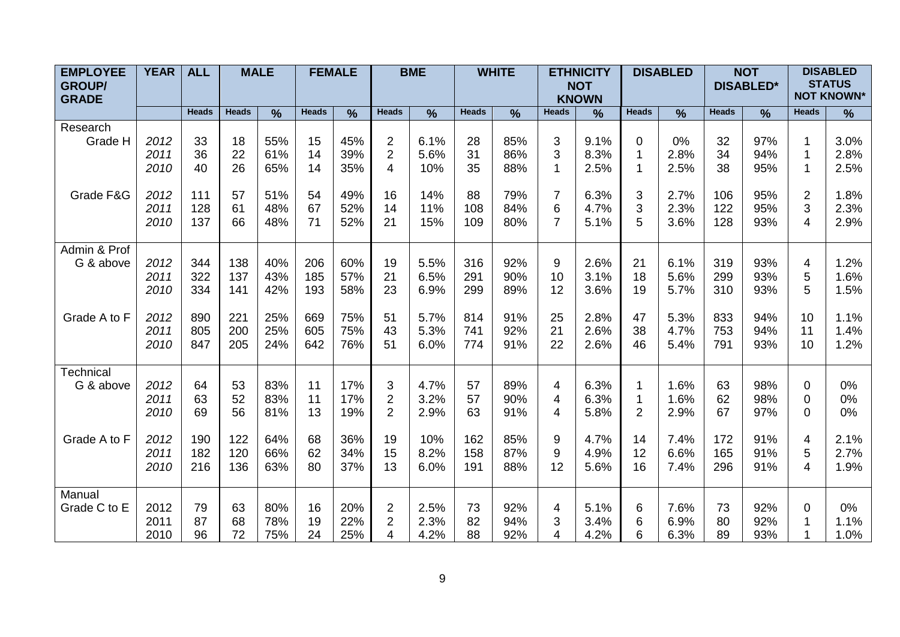| EMPLOYEE GROUP/ GRADE | YEAR | ALL | MALE | | FEMALE | | BME | | WHITE | | ETHNICITY NOT KNOWN | | DISABLED | | NOT DISABLED* | | DISABLED STATUS NOT KNOWN* | |
|---|---|---|---|---|---|---|---|---|---|---|---|---|---|---|---|---|---|---|
| | | Heads | Heads | % | Heads | % | Heads | % | Heads | % | Heads | % | Heads | % | Heads | % | Heads | % |
| Research | | | | | | | | | | | | | | | | | | |
| Grade H | 2012 | 33 | 18 | 55% | 15 | 45% | 2 | 6.1% | 28 | 85% | 3 | 9.1% | 0 | 0% | 32 | 97% | 1 | 3.0% |
| | 2011 | 36 | 22 | 61% | 14 | 39% | 2 | 5.6% | 31 | 86% | 3 | 8.3% | 1 | 2.8% | 34 | 94% | 1 | 2.8% |
| | 2010 | 40 | 26 | 65% | 14 | 35% | 4 | 10% | 35 | 88% | 1 | 2.5% | 1 | 2.5% | 38 | 95% | 1 | 2.5% |
| Grade F&G | 2012 | 111 | 57 | 51% | 54 | 49% | 16 | 14% | 88 | 79% | 7 | 6.3% | 3 | 2.7% | 106 | 95% | 2 | 1.8% |
| | 2011 | 128 | 61 | 48% | 67 | 52% | 14 | 11% | 108 | 84% | 6 | 4.7% | 3 | 2.3% | 122 | 95% | 3 | 2.3% |
| | 2010 | 137 | 66 | 48% | 71 | 52% | 21 | 15% | 109 | 80% | 7 | 5.1% | 5 | 3.6% | 128 | 93% | 4 | 2.9% |
| Admin & Prof | | | | | | | | | | | | | | | | | | |
| G & above | 2012 | 344 | 138 | 40% | 206 | 60% | 19 | 5.5% | 316 | 92% | 9 | 2.6% | 21 | 6.1% | 319 | 93% | 4 | 1.2% |
| | 2011 | 322 | 137 | 43% | 185 | 57% | 21 | 6.5% | 291 | 90% | 10 | 3.1% | 18 | 5.6% | 299 | 93% | 5 | 1.6% |
| | 2010 | 334 | 141 | 42% | 193 | 58% | 23 | 6.9% | 299 | 89% | 12 | 3.6% | 19 | 5.7% | 310 | 93% | 5 | 1.5% |
| Grade A to F | 2012 | 890 | 221 | 25% | 669 | 75% | 51 | 5.7% | 814 | 91% | 25 | 2.8% | 47 | 5.3% | 833 | 94% | 10 | 1.1% |
| | 2011 | 805 | 200 | 25% | 605 | 75% | 43 | 5.3% | 741 | 92% | 21 | 2.6% | 38 | 4.7% | 753 | 94% | 11 | 1.4% |
| | 2010 | 847 | 205 | 24% | 642 | 76% | 51 | 6.0% | 774 | 91% | 22 | 2.6% | 46 | 5.4% | 791 | 93% | 10 | 1.2% |
| Technical | | | | | | | | | | | | | | | | | | |
| G & above | 2012 | 64 | 53 | 83% | 11 | 17% | 3 | 4.7% | 57 | 89% | 4 | 6.3% | 1 | 1.6% | 63 | 98% | 0 | 0% |
| | 2011 | 63 | 52 | 83% | 11 | 17% | 2 | 3.2% | 57 | 90% | 4 | 6.3% | 1 | 1.6% | 62 | 98% | 0 | 0% |
| | 2010 | 69 | 56 | 81% | 13 | 19% | 2 | 2.9% | 63 | 91% | 4 | 5.8% | 2 | 2.9% | 67 | 97% | 0 | 0% |
| Grade A to F | 2012 | 190 | 122 | 64% | 68 | 36% | 19 | 10% | 162 | 85% | 9 | 4.7% | 14 | 7.4% | 172 | 91% | 4 | 2.1% |
| | 2011 | 182 | 120 | 66% | 62 | 34% | 15 | 8.2% | 158 | 87% | 9 | 4.9% | 12 | 6.6% | 165 | 91% | 5 | 2.7% |
| | 2010 | 216 | 136 | 63% | 80 | 37% | 13 | 6.0% | 191 | 88% | 12 | 5.6% | 16 | 7.4% | 296 | 91% | 4 | 1.9% |
| Manual | | | | | | | | | | | | | | | | | | |
| Grade C to E | 2012 | 79 | 63 | 80% | 16 | 20% | 2 | 2.5% | 73 | 92% | 4 | 5.1% | 6 | 7.6% | 73 | 92% | 0 | 0% |
| | 2011 | 87 | 68 | 78% | 19 | 22% | 2 | 2.3% | 82 | 94% | 3 | 3.4% | 6 | 6.9% | 80 | 92% | 1 | 1.1% |
| | 2010 | 96 | 72 | 75% | 24 | 25% | 4 | 4.2% | 88 | 92% | 4 | 4.2% | 6 | 6.3% | 89 | 93% | 1 | 1.0% |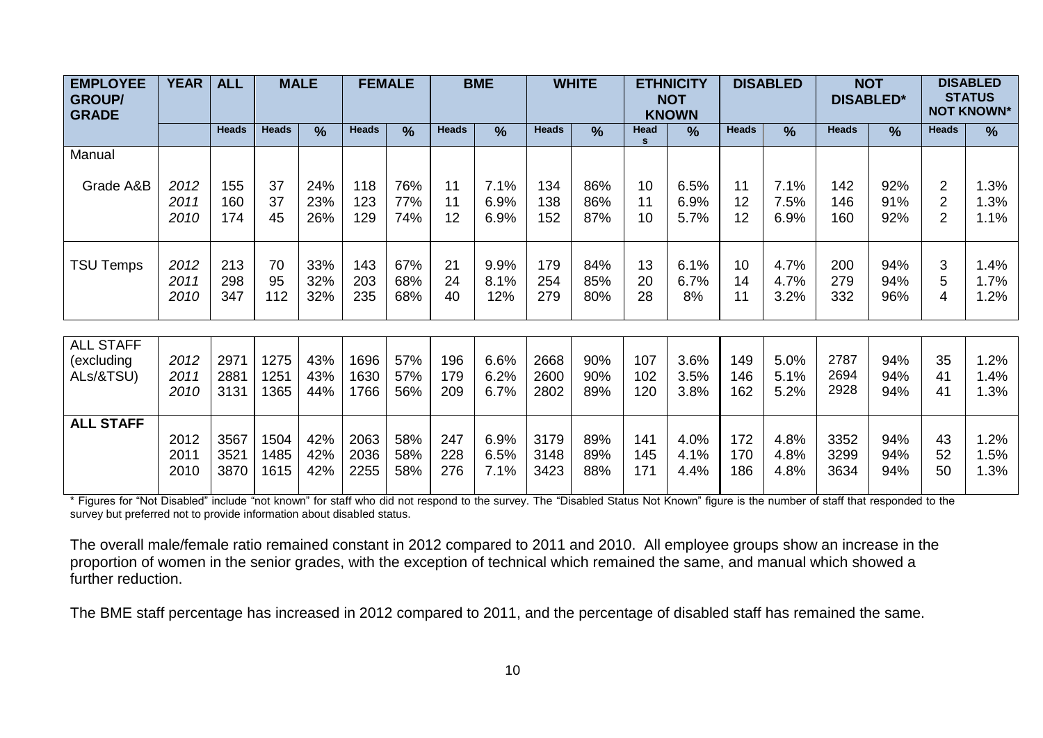| EMPLOYEE GROUP/ GRADE | YEAR | ALL | MALE | | FEMALE | | BME | | WHITE | | ETHNICITY NOT KNOWN | | DISABLED | | NOT DISABLED* | | DISABLED STATUS NOT KNOWN* | |
|---|---|---|---|---|---|---|---|---|---|---|---|---|---|---|---|---|---|---|
| | | Heads | Heads | % | Heads | % | Heads | % | Heads | % | Heads | % | Heads | % | Heads | % | Heads | % |
| Manual | | | | | | | | | | | | | | | | | | |
| Grade A&B | *2012* | 155 | 37 | 24% | 118 | 76% | 11 | 7.1% | 134 | 86% | 10 | 6.5% | 11 | 7.1% | 142 | 92% | 2 | 1.3% |
| | *2011* | 160 | 37 | 23% | 123 | 77% | 11 | 6.9% | 138 | 86% | 11 | 6.9% | 12 | 7.5% | 146 | 91% | 2 | 1.3% |
| | *2010* | 174 | 45 | 26% | 129 | 74% | 12 | 6.9% | 152 | 87% | 10 | 5.7% | 12 | 6.9% | 160 | 92% | 2 | 1.1% |
| TSU Temps | *2012* | 213 | 70 | 33% | 143 | 67% | 21 | 9.9% | 179 | 84% | 13 | 6.1% | 10 | 4.7% | 200 | 94% | 3 | 1.4% |
| | *2011* | 298 | 95 | 32% | 203 | 68% | 24 | 8.1% | 254 | 85% | 20 | 6.7% | 14 | 4.7% | 279 | 94% | 5 | 1.7% |
| | *2010* | 347 | 112 | 32% | 235 | 68% | 40 | 12% | 279 | 80% | 28 | 8% | 11 | 3.2% | 332 | 96% | 4 | 1.2% |
| ALL STAFF (excluding ALs/&TSU) | *2012* | 2971 | 1275 | 43% | 1696 | 57% | 196 | 6.6% | 2668 | 90% | 107 | 3.6% | 149 | 5.0% | 2787 | 94% | 35 | 1.2% |
| | *2011* | 2881 | 1251 | 43% | 1630 | 57% | 179 | 6.2% | 2600 | 90% | 102 | 3.5% | 146 | 5.1% | 2694 | 94% | 41 | 1.4% |
| | *2010* | 3131 | 1365 | 44% | 1766 | 56% | 209 | 6.7% | 2802 | 89% | 120 | 3.8% | 162 | 5.2% | 2928 | 94% | 41 | 1.3% |
| **ALL STAFF** | 2012 | 3567 | 1504 | 42% | 2063 | 58% | 247 | 6.9% | 3179 | 89% | 141 | 4.0% | 172 | 4.8% | 3352 | 94% | 43 | 1.2% |
| | 2011 | 3521 | 1485 | 42% | 2036 | 58% | 228 | 6.5% | 3148 | 89% | 145 | 4.1% | 170 | 4.8% | 3299 | 94% | 52 | 1.5% |
| | 2010 | 3870 | 1615 | 42% | 2255 | 58% | 276 | 7.1% | 3423 | 88% | 171 | 4.4% | 186 | 4.8% | 3634 | 94% | 50 | 1.3% |

\* Figures for "Not Disabled" include "not known" for staff who did not respond to the survey. The "Disabled Status Not Known" figure is the number of staff that responded to the survey but preferred not to provide information about disabled status.

The overall male/female ratio remained constant in 2012 compared to 2011 and 2010. All employee groups show an increase in the proportion of women in the senior grades, with the exception of technical which remained the same, and manual which showed a further reduction.

The BME staff percentage has increased in 2012 compared to 2011, and the percentage of disabled staff has remained the same.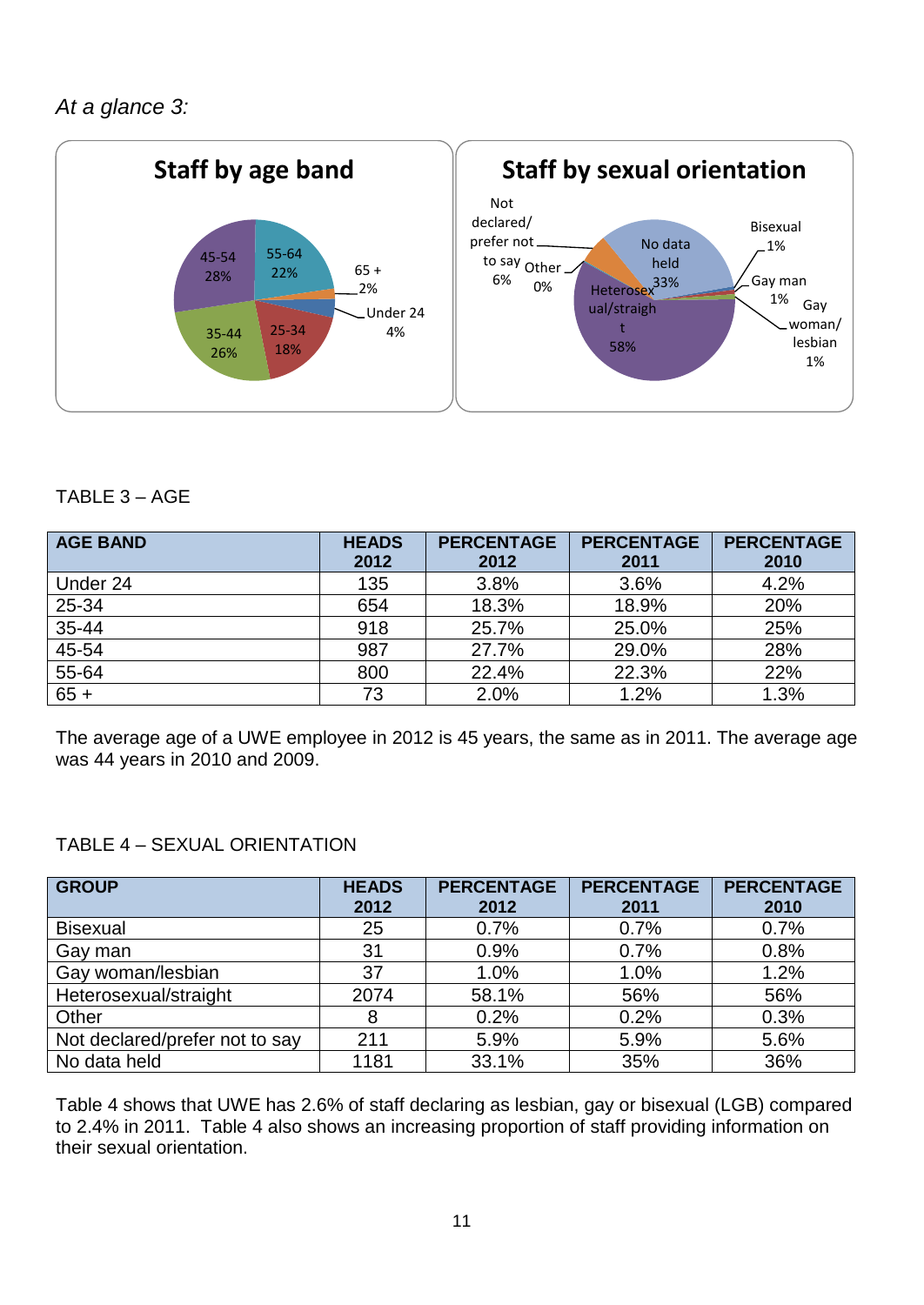*At a glance 3:*

TABLE 3 – AGE

| AGE BAND | HEADS 2012 | PERCENTAGE 2012 | PERCENTAGE 2011 | PERCENTAGE 2010 |
|---|---|---|---|---|
| Under 24 | 135 | 3.8% | 3.6% | 4.2% |
| 25-34 | 654 | 18.3% | 18.9% | 20% |
| 35-44 | 918 | 25.7% | 25.0% | 25% |
| 45-54 | 987 | 27.7% | 29.0% | 28% |
| 55-64 | 800 | 22.4% | 22.3% | 22% |
| 65 + | 73 | 2.0% | 1.2% | 1.3% |

The average age of a UWE employee in 2012 is 45 years, the same as in 2011. The average age was 44 years in 2010 and 2009.

TABLE 4 – SEXUAL ORIENTATION

| GROUP | HEADS 2012 | PERCENTAGE 2012 | PERCENTAGE 2011 | PERCENTAGE 2010 |
|---|---|---|---|---|
| Bisexual | 25 | 0.7% | 0.7% | 0.7% |
| Gay man | 31 | 0.9% | 0.7% | 0.8% |
| Gay woman/lesbian | 37 | 1.0% | 1.0% | 1.2% |
| Heterosexual/straight | 2074 | 58.1% | 56% | 56% |
| Other | 8 | 0.2% | 0.2% | 0.3% |
| Not declared/prefer not to say | 211 | 5.9% | 5.9% | 5.6% |
| No data held | 1181 | 33.1% | 35% | 36% |

Table 4 shows that UWE has 2.6% of staff declaring as lesbian, gay or bisexual (LGB) compared to 2.4% in 2011. Table 4 also shows an increasing proportion of staff providing information on their sexual orientation.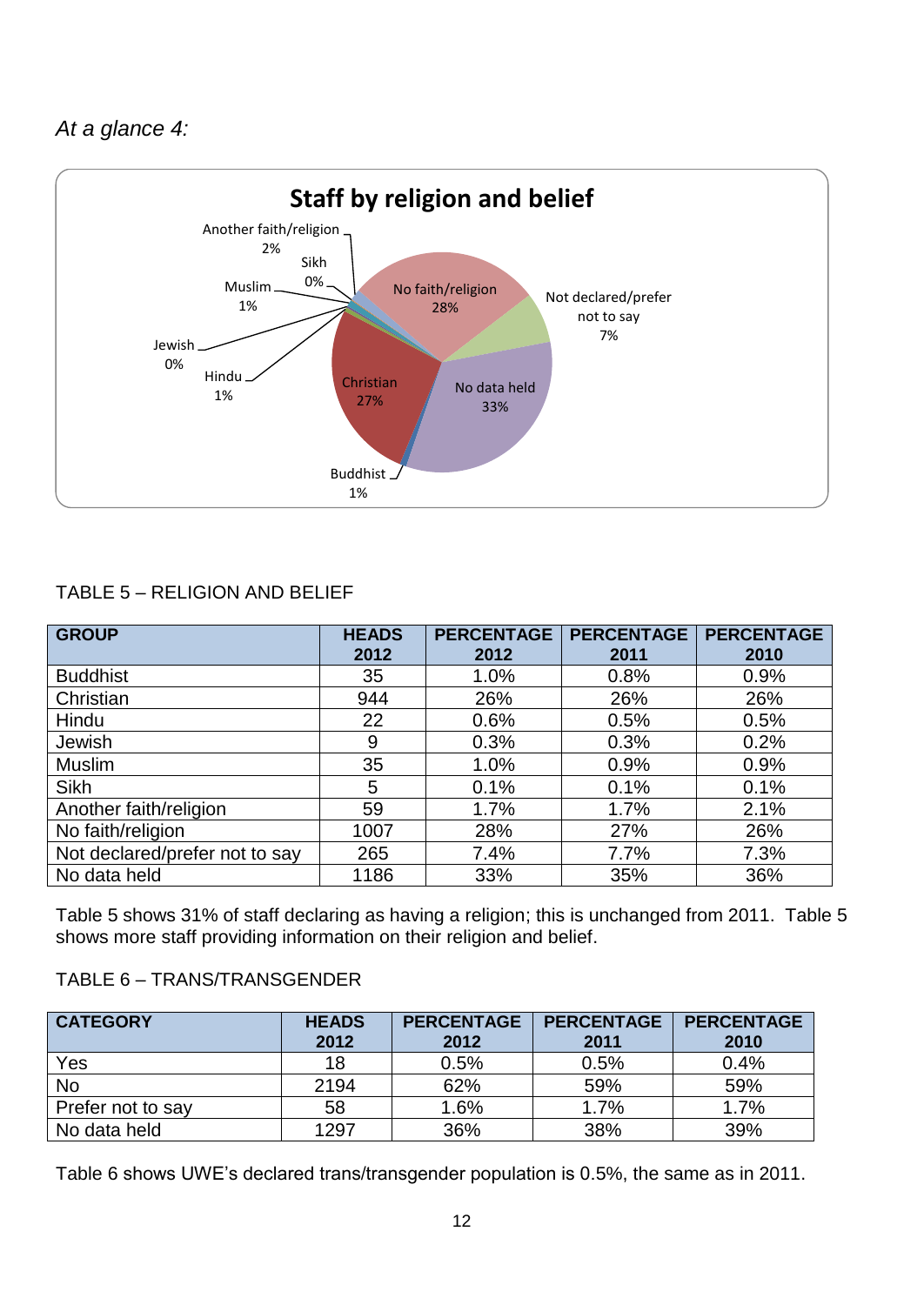*At a glance 4:*

**Staff by religion and belief**

TABLE 5 – RELIGION AND BELIEF

| GROUP | HEADS 2012 | PERCENTAGE 2012 | PERCENTAGE 2011 | PERCENTAGE 2010 |
|---|---|---|---|---|
| Buddhist | 35 | 1.0% | 0.8% | 0.9% |
| Christian | 944 | 26% | 26% | 26% |
| Hindu | 22 | 0.6% | 0.5% | 0.5% |
| Jewish | 9 | 0.3% | 0.3% | 0.2% |
| Muslim | 35 | 1.0% | 0.9% | 0.9% |
| Sikh | 5 | 0.1% | 0.1% | 0.1% |
| Another faith/religion | 59 | 1.7% | 1.7% | 2.1% |
| No faith/religion | 1007 | 28% | 27% | 26% |
| Not declared/prefer not to say | 265 | 7.4% | 7.7% | 7.3% |
| No data held | 1186 | 33% | 35% | 36% |

Table 5 shows 31% of staff declaring as having a religion; this is unchanged from 2011. Table 5 shows more staff providing information on their religion and belief.

TABLE 6 – TRANS/TRANSGENDER

| CATEGORY | HEADS 2012 | PERCENTAGE 2012 | PERCENTAGE 2011 | PERCENTAGE 2010 |
|---|---|---|---|---|
| Yes | 18 | 0.5% | 0.5% | 0.4% |
| No | 2194 | 62% | 59% | 59% |
| Prefer not to say | 58 | 1.6% | 1.7% | 1.7% |
| No data held | 1297 | 36% | 38% | 39% |

Table 6 shows UWE's declared trans/transgender population is 0.5%, the same as in 2011.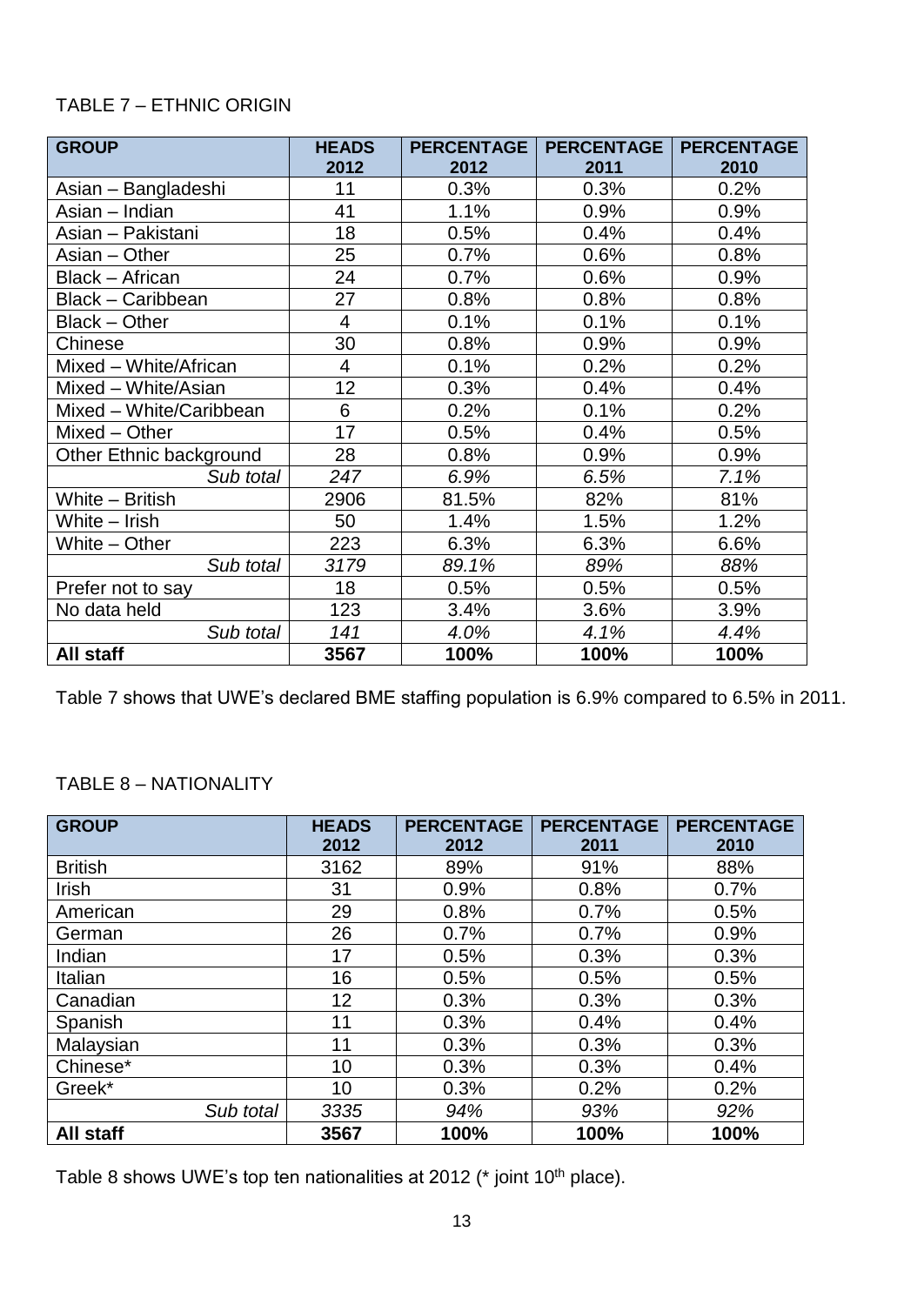TABLE 7 – ETHNIC ORIGIN

| GROUP | HEADS 2012 | PERCENTAGE 2012 | PERCENTAGE 2011 | PERCENTAGE 2010 |
|---|---|---|---|---|
| Asian – Bangladeshi | 11 | 0.3% | 0.3% | 0.2% |
| Asian – Indian | 41 | 1.1% | 0.9% | 0.9% |
| Asian – Pakistani | 18 | 0.5% | 0.4% | 0.4% |
| Asian – Other | 25 | 0.7% | 0.6% | 0.8% |
| Black – African | 24 | 0.7% | 0.6% | 0.9% |
| Black – Caribbean | 27 | 0.8% | 0.8% | 0.8% |
| Black – Other | 4 | 0.1% | 0.1% | 0.1% |
| Chinese | 30 | 0.8% | 0.9% | 0.9% |
| Mixed – White/African | 4 | 0.1% | 0.2% | 0.2% |
| Mixed – White/Asian | 12 | 0.3% | 0.4% | 0.4% |
| Mixed – White/Caribbean | 6 | 0.2% | 0.1% | 0.2% |
| Mixed – Other | 17 | 0.5% | 0.4% | 0.5% |
| Other Ethnic background | 28 | 0.8% | 0.9% | 0.9% |
| *Sub total* | *247* | *6.9%* | *6.5%* | *7.1%* |
| White – British | 2906 | 81.5% | 82% | 81% |
| White – Irish | 50 | 1.4% | 1.5% | 1.2% |
| White – Other | 223 | 6.3% | 6.3% | 6.6% |
| *Sub total* | *3179* | *89.1%* | *89%* | *88%* |
| Prefer not to say | 18 | 0.5% | 0.5% | 0.5% |
| No data held | 123 | 3.4% | 3.6% | 3.9% |
| *Sub total* | *141* | *4.0%* | *4.1%* | *4.4%* |
| **All staff** | **3567** | **100%** | **100%** | **100%** |

Table 7 shows that UWE's declared BME staffing population is 6.9% compared to 6.5% in 2011.

TABLE 8 – NATIONALITY

| GROUP | HEADS 2012 | PERCENTAGE 2012 | PERCENTAGE 2011 | PERCENTAGE 2010 |
|---|---|---|---|---|
| British | 3162 | 89% | 91% | 88% |
| Irish | 31 | 0.9% | 0.8% | 0.7% |
| American | 29 | 0.8% | 0.7% | 0.5% |
| German | 26 | 0.7% | 0.7% | 0.9% |
| Indian | 17 | 0.5% | 0.3% | 0.3% |
| Italian | 16 | 0.5% | 0.5% | 0.5% |
| Canadian | 12 | 0.3% | 0.3% | 0.3% |
| Spanish | 11 | 0.3% | 0.4% | 0.4% |
| Malaysian | 11 | 0.3% | 0.3% | 0.3% |
| Chinese* | 10 | 0.3% | 0.3% | 0.4% |
| Greek* | 10 | 0.3% | 0.2% | 0.2% |
| *Sub total* | *3335* | *94%* | *93%* | *92%* |
| **All staff** | **3567** | **100%** | **100%** | **100%** |

Table 8 shows UWE's top ten nationalities at 2012 (* joint 10th place).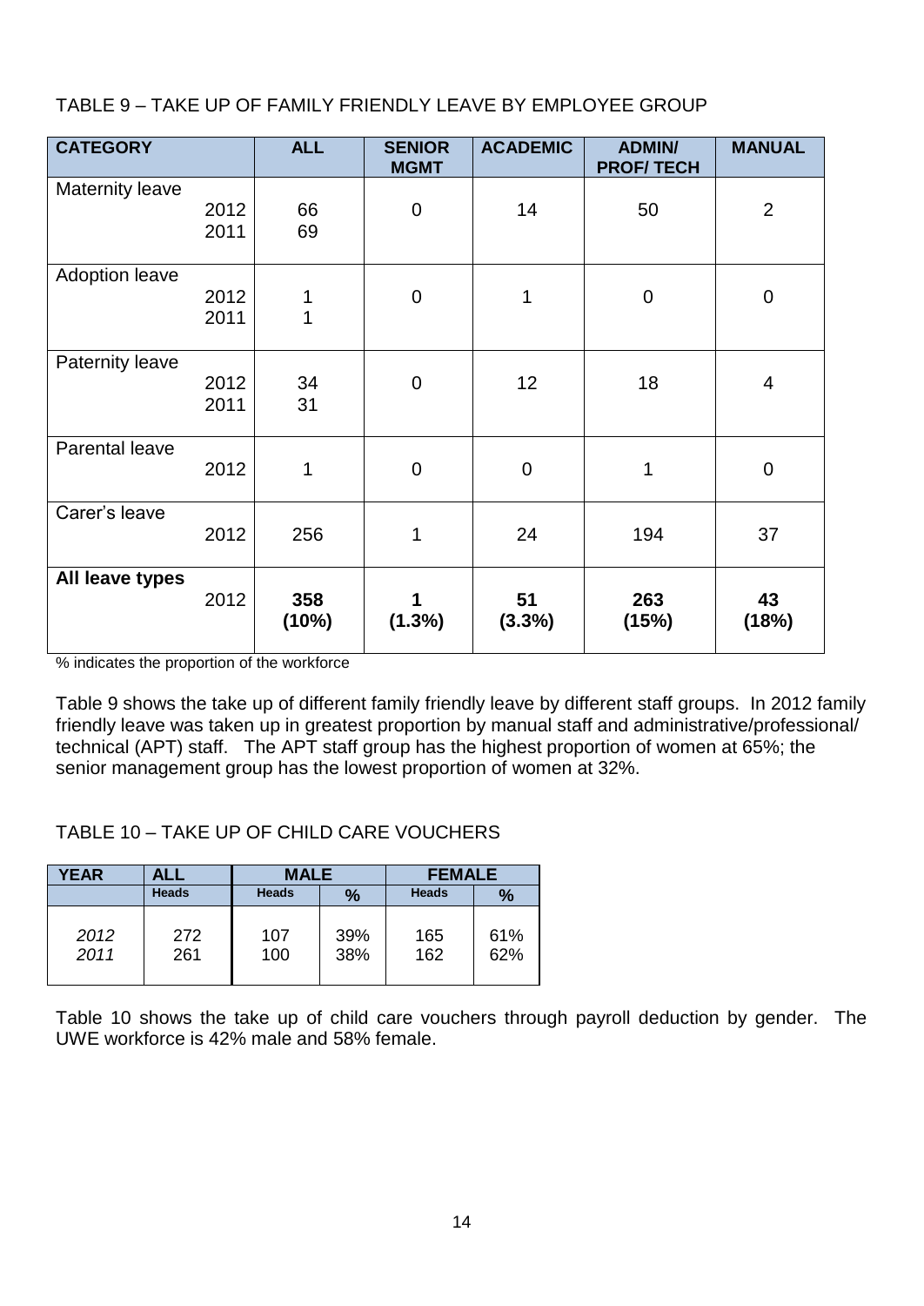TABLE 9 – TAKE UP OF FAMILY FRIENDLY LEAVE BY EMPLOYEE GROUP

| CATEGORY | | ALL | SENIOR MGMT | ACADEMIC | ADMIN/ PROF/ TECH | MANUAL |
|---|---|---|---|---|---|---|
| Maternity leave | 2012 | 66 | 0 | 14 | 50 | 2 |
| | 2011 | 69 | | | | |
| Adoption leave | 2012 | 1 | 0 | 1 | 0 | 0 |
| | 2011 | 1 | | | | |
| Paternity leave | 2012 | 34 | 0 | 12 | 18 | 4 |
| | 2011 | 31 | | | | |
| Parental leave | 2012 | 1 | 0 | 0 | 1 | 0 |
| Carer's leave | 2012 | 256 | 1 | 24 | 194 | 37 |
| **All leave types** | 2012 | **358 (10%)** | **1 (1.3%)** | **51 (3.3%)** | **263 (15%)** | **43 (18%)** |

% indicates the proportion of the workforce

Table 9 shows the take up of different family friendly leave by different staff groups. In 2012 family friendly leave was taken up in greatest proportion by manual staff and administrative/professional/ technical (APT) staff. The APT staff group has the highest proportion of women at 65%; the senior management group has the lowest proportion of women at 32%.

TABLE 10 – TAKE UP OF CHILD CARE VOUCHERS

| YEAR | ALL | MALE | | FEMALE | |
|---|---|---|---|---|---|
| | Heads | Heads | % | Heads | % |
| *2012* | 272 | 107 | 39% | 165 | 61% |
| *2011* | 261 | 100 | 38% | 162 | 62% |

Table 10 shows the take up of child care vouchers through payroll deduction by gender. The UWE workforce is 42% male and 58% female.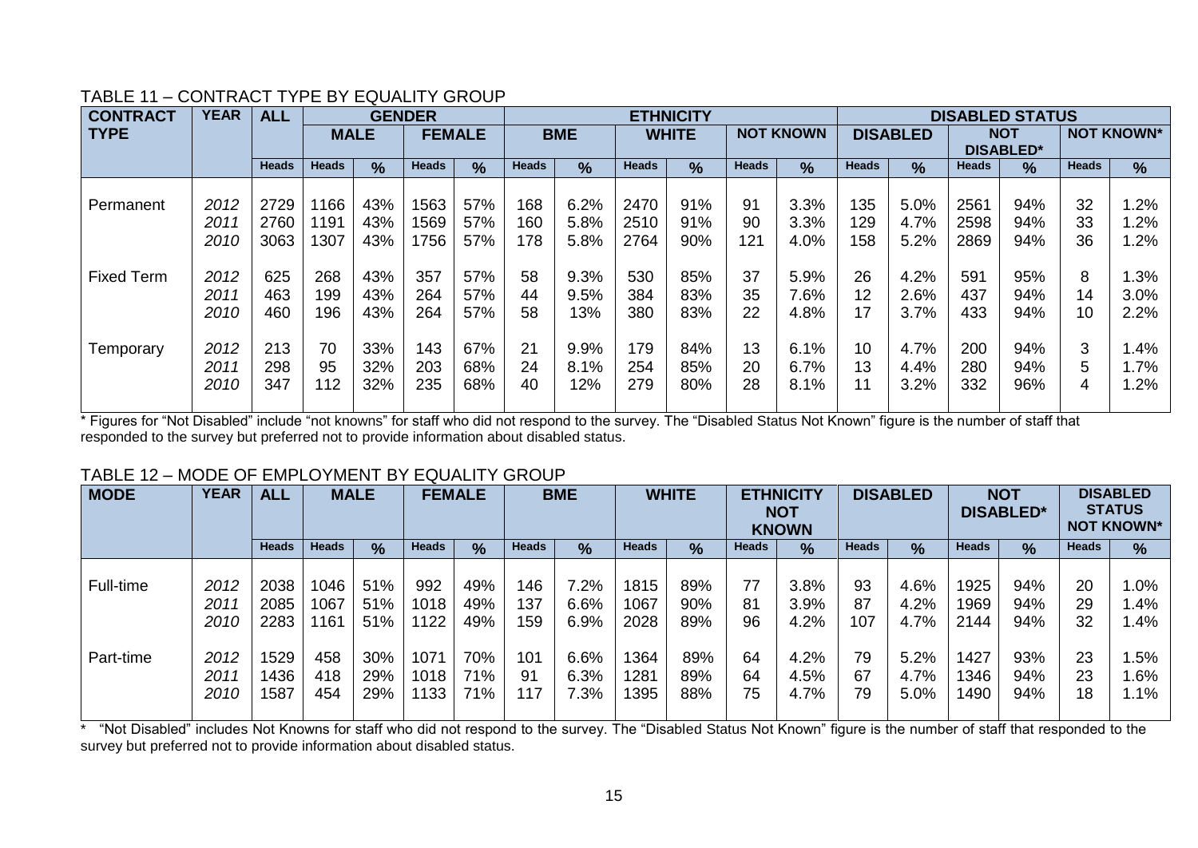TABLE 11 – CONTRACT TYPE BY EQUALITY GROUP

| CONTRACT TYPE | YEAR | ALL | GENDER | | | | ETHNICITY | | | | | | DISABLED STATUS | | | | | |
|---|---|---|---|---|---|---|---|---|---|---|---|---|---|---|---|---|---|---|
| | | | MALE | | FEMALE | | BME | | WHITE | | NOT KNOWN | | DISABLED | | NOT DISABLED* | | NOT KNOWN* | |
| | | Heads | Heads | % | Heads | % | Heads | % | Heads | % | Heads | % | Heads | % | Heads | % | Heads | % |
| Permanent | 2012 | 2729 | 1166 | 43% | 1563 | 57% | 168 | 6.2% | 2470 | 91% | 91 | 3.3% | 135 | 5.0% | 2561 | 94% | 32 | 1.2% |
| | 2011 | 2760 | 1191 | 43% | 1569 | 57% | 160 | 5.8% | 2510 | 91% | 90 | 3.3% | 129 | 4.7% | 2598 | 94% | 33 | 1.2% |
| | 2010 | 3063 | 1307 | 43% | 1756 | 57% | 178 | 5.8% | 2764 | 90% | 121 | 4.0% | 158 | 5.2% | 2869 | 94% | 36 | 1.2% |
| Fixed Term | 2012 | 625 | 268 | 43% | 357 | 57% | 58 | 9.3% | 530 | 85% | 37 | 5.9% | 26 | 4.2% | 591 | 95% | 8 | 1.3% |
| | 2011 | 463 | 199 | 43% | 264 | 57% | 44 | 9.5% | 384 | 83% | 35 | 7.6% | 12 | 2.6% | 437 | 94% | 14 | 3.0% |
| | 2010 | 460 | 196 | 43% | 264 | 57% | 58 | 13% | 380 | 83% | 22 | 4.8% | 17 | 3.7% | 433 | 94% | 10 | 2.2% |
| Temporary | 2012 | 213 | 70 | 33% | 143 | 67% | 21 | 9.9% | 179 | 84% | 13 | 6.1% | 10 | 4.7% | 200 | 94% | 3 | 1.4% |
| | 2011 | 298 | 95 | 32% | 203 | 68% | 24 | 8.1% | 254 | 85% | 20 | 6.7% | 13 | 4.4% | 280 | 94% | 5 | 1.7% |
| | 2010 | 347 | 112 | 32% | 235 | 68% | 40 | 12% | 279 | 80% | 28 | 8.1% | 11 | 3.2% | 332 | 96% | 4 | 1.2% |

* Figures for "Not Disabled" include "not knowns" for staff who did not respond to the survey. The "Disabled Status Not Known" figure is the number of staff that responded to the survey but preferred not to provide information about disabled status.

TABLE 12 – MODE OF EMPLOYMENT BY EQUALITY GROUP

| MODE | YEAR | ALL | MALE | | FEMALE | | BME | | WHITE | | ETHNICITY NOT KNOWN | | DISABLED | | NOT DISABLED* | | DISABLED STATUS NOT KNOWN* | |
|---|---|---|---|---|---|---|---|---|---|---|---|---|---|---|---|---|---|---|
| | | Heads | Heads | % | Heads | % | Heads | % | Heads | % | Heads | % | Heads | % | Heads | % | Heads | % |
| Full-time | 2012 | 2038 | 1046 | 51% | 992 | 49% | 146 | 7.2% | 1815 | 89% | 77 | 3.8% | 93 | 4.6% | 1925 | 94% | 20 | 1.0% |
| | 2011 | 2085 | 1067 | 51% | 1018 | 49% | 137 | 6.6% | 1067 | 90% | 81 | 3.9% | 87 | 4.2% | 1969 | 94% | 29 | 1.4% |
| | 2010 | 2283 | 1161 | 51% | 1122 | 49% | 159 | 6.9% | 2028 | 89% | 96 | 4.2% | 107 | 4.7% | 2144 | 94% | 32 | 1.4% |
| Part-time | 2012 | 1529 | 458 | 30% | 1071 | 70% | 101 | 6.6% | 1364 | 89% | 64 | 4.2% | 79 | 5.2% | 1427 | 93% | 23 | 1.5% |
| | 2011 | 1436 | 418 | 29% | 1018 | 71% | 91 | 6.3% | 1281 | 89% | 64 | 4.5% | 67 | 4.7% | 1346 | 94% | 23 | 1.6% |
| | 2010 | 1587 | 454 | 29% | 1133 | 71% | 117 | 7.3% | 1395 | 88% | 75 | 4.7% | 79 | 5.0% | 1490 | 94% | 18 | 1.1% |

* "Not Disabled" includes Not Knowns for staff who did not respond to the survey. The "Disabled Status Not Known" figure is the number of staff that responded to the survey but preferred not to provide information about disabled status.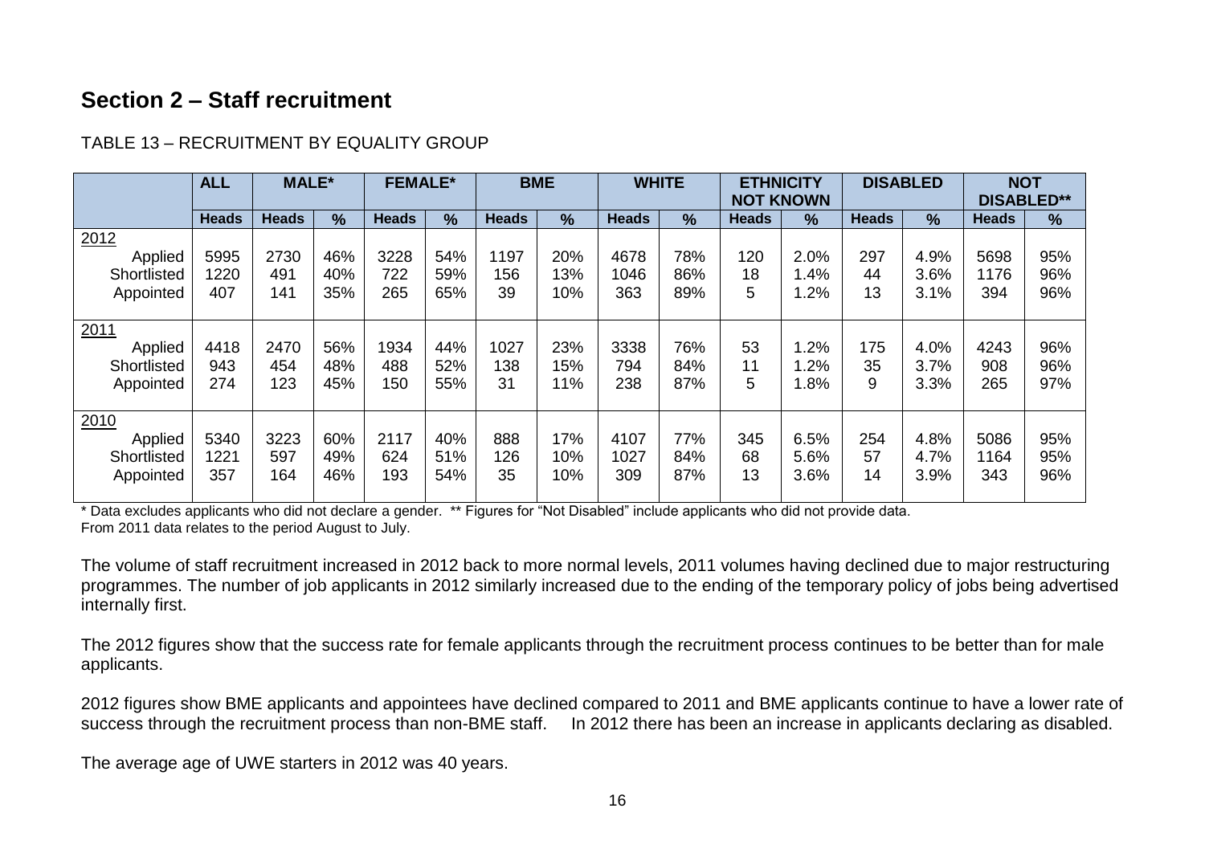## Section 2 – Staff recruitment

TABLE 13 – RECRUITMENT BY EQUALITY GROUP

| | ALL | MALE* | | FEMALE* | | BME | | WHITE | | ETHNICITY NOT KNOWN | | DISABLED | | NOT DISABLED** | |
|---|---|---|---|---|---|---|---|---|---|---|---|---|---|---|---|
| | Heads | Heads | % | Heads | % | Heads | % | Heads | % | Heads | % | Heads | % | Heads | % |
| 2012 | | | | | | | | | | | | | | | |
| Applied | 5995 | 2730 | 46% | 3228 | 54% | 1197 | 20% | 4678 | 78% | 120 | 2.0% | 297 | 4.9% | 5698 | 95% |
| Shortlisted | 1220 | 491 | 40% | 722 | 59% | 156 | 13% | 1046 | 86% | 18 | 1.4% | 44 | 3.6% | 1176 | 96% |
| Appointed | 407 | 141 | 35% | 265 | 65% | 39 | 10% | 363 | 89% | 5 | 1.2% | 13 | 3.1% | 394 | 96% |
| 2011 | | | | | | | | | | | | | | | |
| Applied | 4418 | 2470 | 56% | 1934 | 44% | 1027 | 23% | 3338 | 76% | 53 | 1.2% | 175 | 4.0% | 4243 | 96% |
| Shortlisted | 943 | 454 | 48% | 488 | 52% | 138 | 15% | 794 | 84% | 11 | 1.2% | 35 | 3.7% | 908 | 96% |
| Appointed | 274 | 123 | 45% | 150 | 55% | 31 | 11% | 238 | 87% | 5 | 1.8% | 9 | 3.3% | 265 | 97% |
| 2010 | | | | | | | | | | | | | | | |
| Applied | 5340 | 3223 | 60% | 2117 | 40% | 888 | 17% | 4107 | 77% | 345 | 6.5% | 254 | 4.8% | 5086 | 95% |
| Shortlisted | 1221 | 597 | 49% | 624 | 51% | 126 | 10% | 1027 | 84% | 68 | 5.6% | 57 | 4.7% | 1164 | 95% |
| Appointed | 357 | 164 | 46% | 193 | 54% | 35 | 10% | 309 | 87% | 13 | 3.6% | 14 | 3.9% | 343 | 96% |

\* Data excludes applicants who did not declare a gender. ** Figures for "Not Disabled" include applicants who did not provide data.
From 2011 data relates to the period August to July.

The volume of staff recruitment increased in 2012 back to more normal levels, 2011 volumes having declined due to major restructuring programmes. The number of job applicants in 2012 similarly increased due to the ending of the temporary policy of jobs being advertised internally first.

The 2012 figures show that the success rate for female applicants through the recruitment process continues to be better than for male applicants.

2012 figures show BME applicants and appointees have declined compared to 2011 and BME applicants continue to have a lower rate of success through the recruitment process than non-BME staff. In 2012 there has been an increase in applicants declaring as disabled.

The average age of UWE starters in 2012 was 40 years.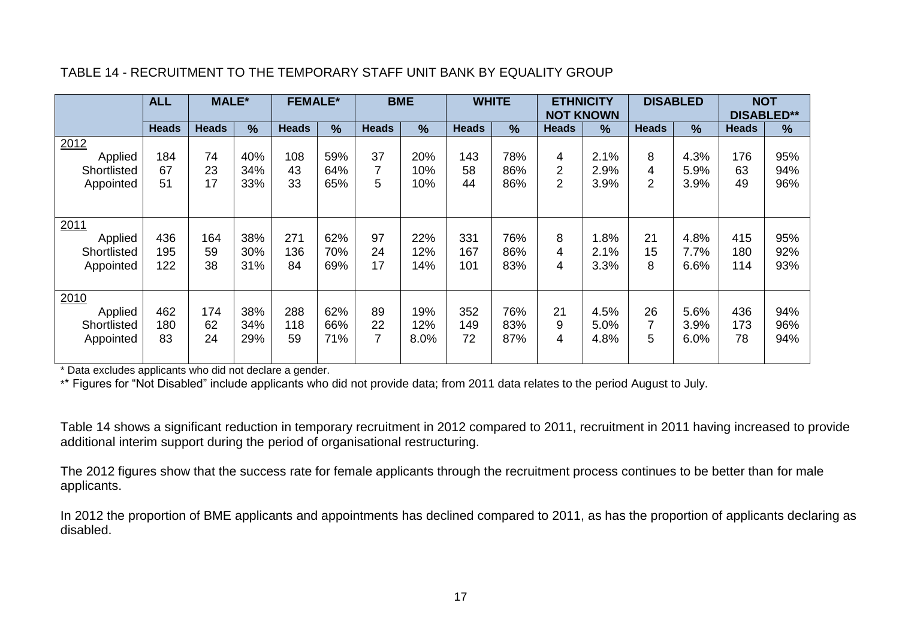TABLE 14 - RECRUITMENT TO THE TEMPORARY STAFF UNIT BANK BY EQUALITY GROUP

| | ALL | MALE* | | FEMALE* | | BME | | WHITE | | ETHNICITY NOT KNOWN | | DISABLED | | NOT DISABLED** | |
|---|---|---|---|---|---|---|---|---|---|---|---|---|---|---|---|
| | Heads | Heads | % | Heads | % | Heads | % | Heads | % | Heads | % | Heads | % | Heads | % |
| 2012 | | | | | | | | | | | | | | | |
| Applied | 184 | 74 | 40% | 108 | 59% | 37 | 20% | 143 | 78% | 4 | 2.1% | 8 | 4.3% | 176 | 95% |
| Shortlisted | 67 | 23 | 34% | 43 | 64% | 7 | 10% | 58 | 86% | 2 | 2.9% | 4 | 5.9% | 63 | 94% |
| Appointed | 51 | 17 | 33% | 33 | 65% | 5 | 10% | 44 | 86% | 2 | 3.9% | 2 | 3.9% | 49 | 96% |
| 2011 | | | | | | | | | | | | | | | |
| Applied | 436 | 164 | 38% | 271 | 62% | 97 | 22% | 331 | 76% | 8 | 1.8% | 21 | 4.8% | 415 | 95% |
| Shortlisted | 195 | 59 | 30% | 136 | 70% | 24 | 12% | 167 | 86% | 4 | 2.1% | 15 | 7.7% | 180 | 92% |
| Appointed | 122 | 38 | 31% | 84 | 69% | 17 | 14% | 101 | 83% | 4 | 3.3% | 8 | 6.6% | 114 | 93% |
| 2010 | | | | | | | | | | | | | | | |
| Applied | 462 | 174 | 38% | 288 | 62% | 89 | 19% | 352 | 76% | 21 | 4.5% | 26 | 5.6% | 436 | 94% |
| Shortlisted | 180 | 62 | 34% | 118 | 66% | 22 | 12% | 149 | 83% | 9 | 5.0% | 7 | 3.9% | 173 | 96% |
| Appointed | 83 | 24 | 29% | 59 | 71% | 7 | 8.0% | 72 | 87% | 4 | 4.8% | 5 | 6.0% | 78 | 94% |

* Data excludes applicants who did not declare a gender.

** Figures for "Not Disabled" include applicants who did not provide data; from 2011 data relates to the period August to July.

Table 14 shows a significant reduction in temporary recruitment in 2012 compared to 2011, recruitment in 2011 having increased to provide additional interim support during the period of organisational restructuring.

The 2012 figures show that the success rate for female applicants through the recruitment process continues to be better than for male applicants.

In 2012 the proportion of BME applicants and appointments has declined compared to 2011, as has the proportion of applicants declaring as disabled.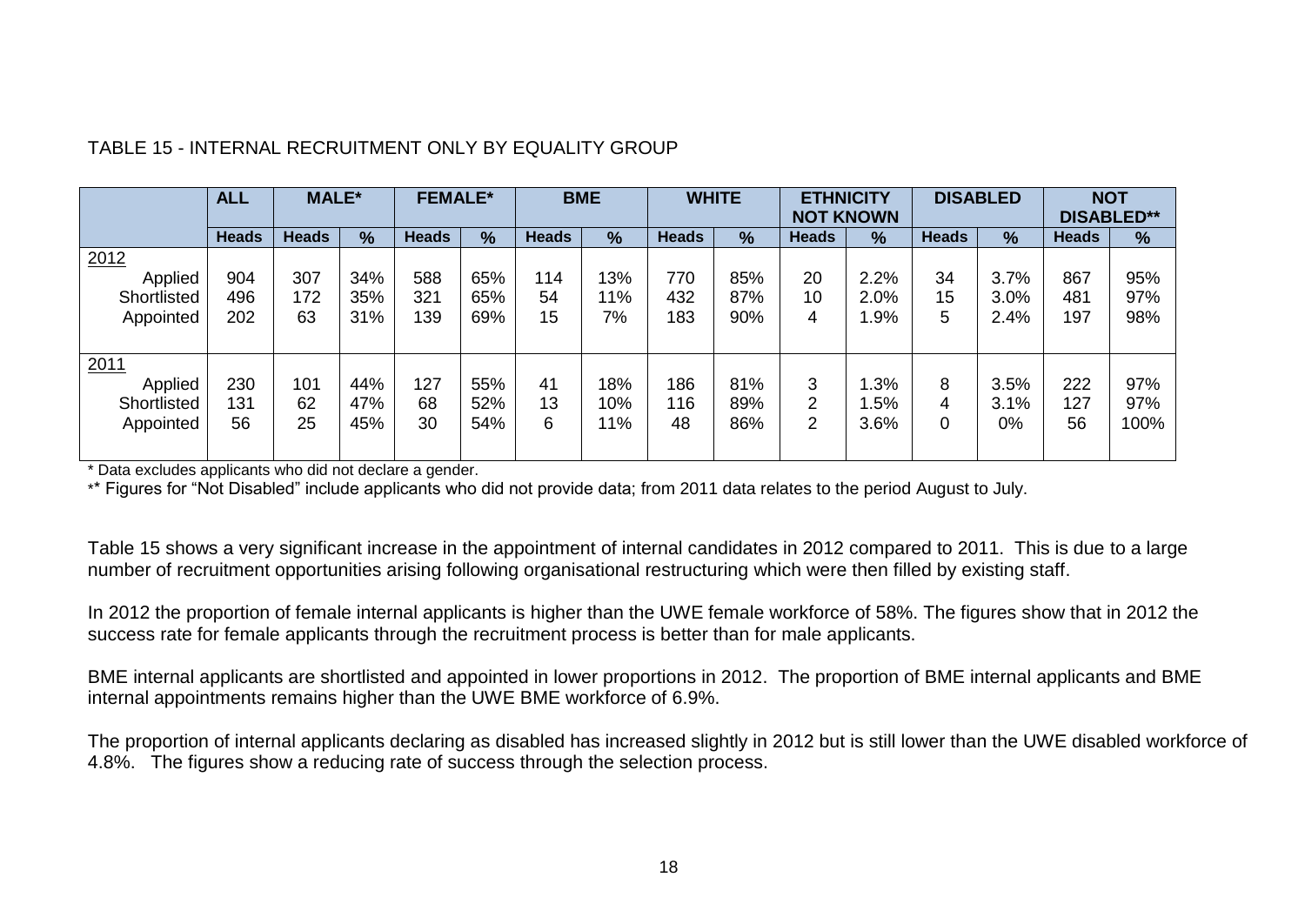TABLE 15 - INTERNAL RECRUITMENT ONLY BY EQUALITY GROUP

| | ALL | MALE* | | FEMALE* | | BME | | WHITE | | ETHNICITY NOT KNOWN | | DISABLED | | NOT DISABLED** | |
|---|---|---|---|---|---|---|---|---|---|---|---|---|---|---|---|
| | **Heads** | **Heads** | **%** | **Heads** | **%** | **Heads** | **%** | **Heads** | **%** | **Heads** | **%** | **Heads** | **%** | **Heads** | **%** |
| 2012 | | | | | | | | | | | | | | | |
| Applied | 904 | 307 | 34% | 588 | 65% | 114 | 13% | 770 | 85% | 20 | 2.2% | 34 | 3.7% | 867 | 95% |
| Shortlisted | 496 | 172 | 35% | 321 | 65% | 54 | 11% | 432 | 87% | 10 | 2.0% | 15 | 3.0% | 481 | 97% |
| Appointed | 202 | 63 | 31% | 139 | 69% | 15 | 7% | 183 | 90% | 4 | 1.9% | 5 | 2.4% | 197 | 98% |
| 2011 | | | | | | | | | | | | | | | |
| Applied | 230 | 101 | 44% | 127 | 55% | 41 | 18% | 186 | 81% | 3 | 1.3% | 8 | 3.5% | 222 | 97% |
| Shortlisted | 131 | 62 | 47% | 68 | 52% | 13 | 10% | 116 | 89% | 2 | 1.5% | 4 | 3.1% | 127 | 97% |
| Appointed | 56 | 25 | 45% | 30 | 54% | 6 | 11% | 48 | 86% | 2 | 3.6% | 0 | 0% | 56 | 100% |

* Data excludes applicants who did not declare a gender.

** Figures for "Not Disabled" include applicants who did not provide data; from 2011 data relates to the period August to July.

Table 15 shows a very significant increase in the appointment of internal candidates in 2012 compared to 2011. This is due to a large number of recruitment opportunities arising following organisational restructuring which were then filled by existing staff.

In 2012 the proportion of female internal applicants is higher than the UWE female workforce of 58%. The figures show that in 2012 the success rate for female applicants through the recruitment process is better than for male applicants.

BME internal applicants are shortlisted and appointed in lower proportions in 2012. The proportion of BME internal applicants and BME internal appointments remains higher than the UWE BME workforce of 6.9%.

The proportion of internal applicants declaring as disabled has increased slightly in 2012 but is still lower than the UWE disabled workforce of 4.8%. The figures show a reducing rate of success through the selection process.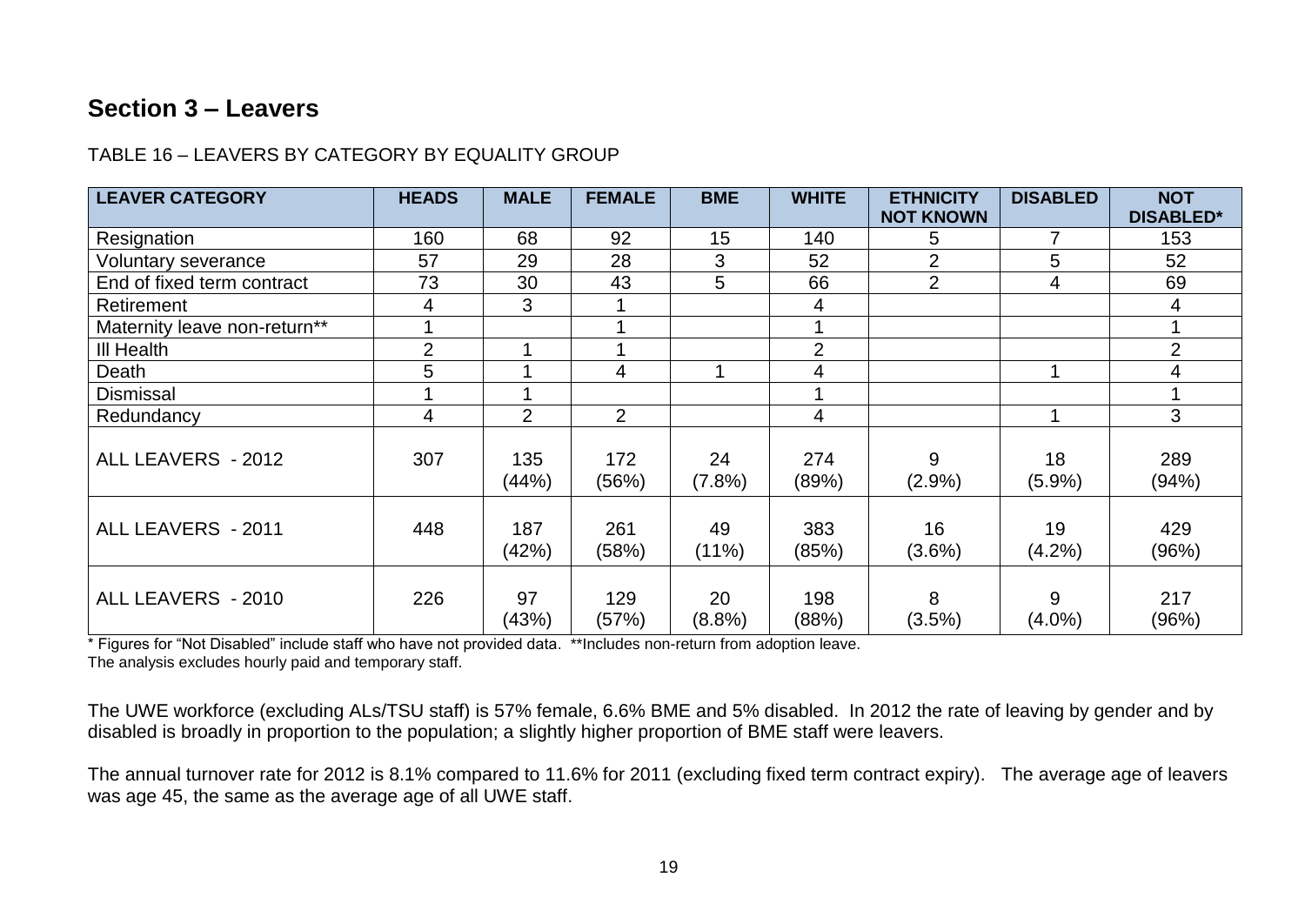## Section 3 – Leavers

TABLE 16 – LEAVERS BY CATEGORY BY EQUALITY GROUP

| LEAVER CATEGORY | HEADS | MALE | FEMALE | BME | WHITE | ETHNICITY NOT KNOWN | DISABLED | NOT DISABLED* |
|---|---|---|---|---|---|---|---|---|
| Resignation | 160 | 68 | 92 | 15 | 140 | 5 | 7 | 153 |
| Voluntary severance | 57 | 29 | 28 | 3 | 52 | 2 | 5 | 52 |
| End of fixed term contract | 73 | 30 | 43 | 5 | 66 | 2 | 4 | 69 |
| Retirement | 4 | 3 | 1 | | 4 | | | 4 |
| Maternity leave non-return** | 1 | | 1 | | 1 | | | 1 |
| Ill Health | 2 | 1 | 1 | | 2 | | | 2 |
| Death | 5 | 1 | 4 | 1 | 4 | | 1 | 4 |
| Dismissal | 1 | 1 | | | 1 | | | 1 |
| Redundancy | 4 | 2 | 2 | | 4 | | 1 | 3 |
| ALL LEAVERS - 2012 | 307 | 135 (44%) | 172 (56%) | 24 (7.8%) | 274 (89%) | 9 (2.9%) | 18 (5.9%) | 289 (94%) |
| ALL LEAVERS - 2011 | 448 | 187 (42%) | 261 (58%) | 49 (11%) | 383 (85%) | 16 (3.6%) | 19 (4.2%) | 429 (96%) |
| ALL LEAVERS - 2010 | 226 | 97 (43%) | 129 (57%) | 20 (8.8%) | 198 (88%) | 8 (3.5%) | 9 (4.0%) | 217 (96%) |

\* Figures for "Not Disabled" include staff who have not provided data. **Includes non-return from adoption leave.
The analysis excludes hourly paid and temporary staff.

The UWE workforce (excluding ALs/TSU staff) is 57% female, 6.6% BME and 5% disabled. In 2012 the rate of leaving by gender and by disabled is broadly in proportion to the population; a slightly higher proportion of BME staff were leavers.

The annual turnover rate for 2012 is 8.1% compared to 11.6% for 2011 (excluding fixed term contract expiry). The average age of leavers was age 45, the same as the average age of all UWE staff.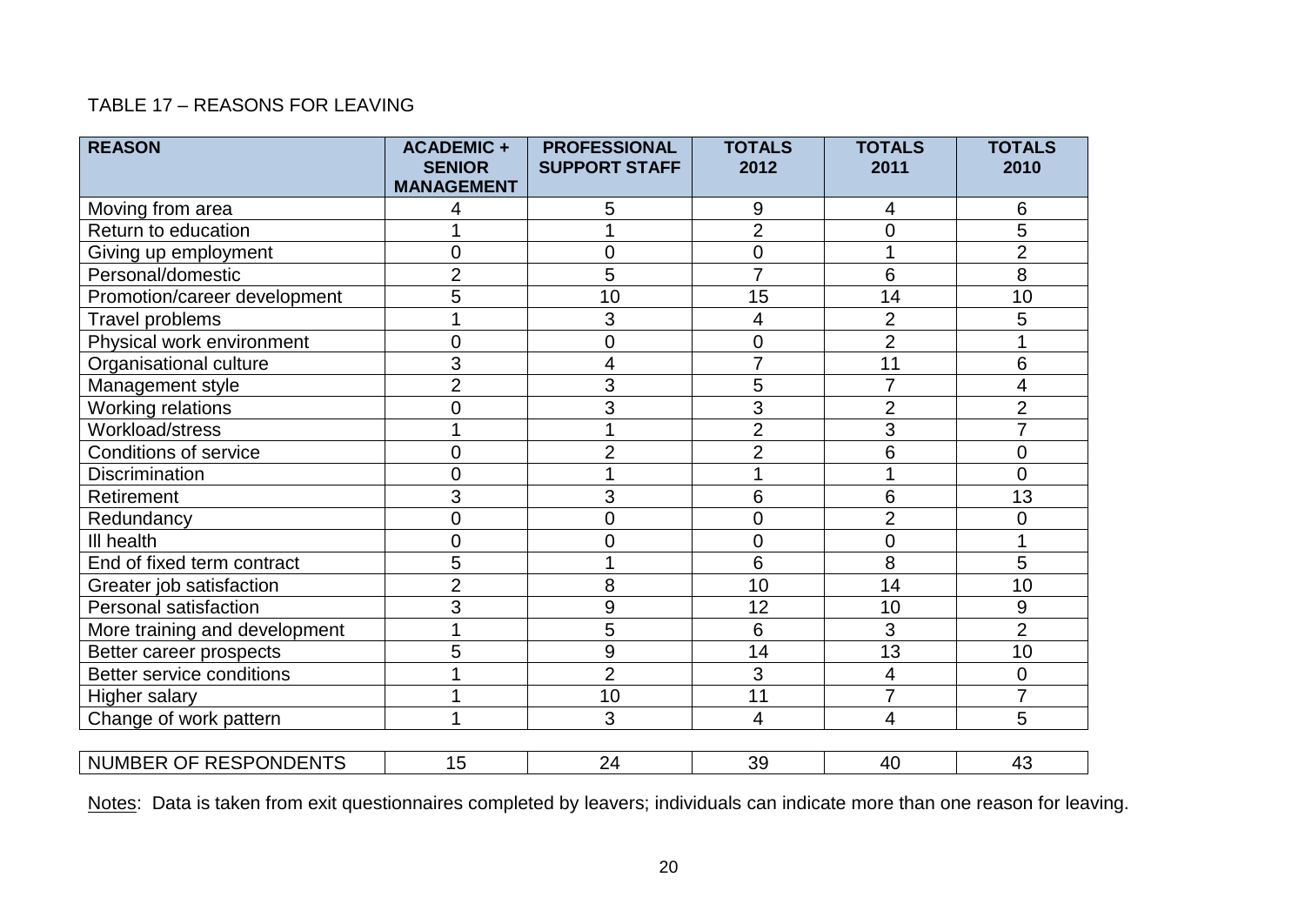TABLE 17 – REASONS FOR LEAVING

| REASON | ACADEMIC + SENIOR MANAGEMENT | PROFESSIONAL SUPPORT STAFF | TOTALS 2012 | TOTALS 2011 | TOTALS 2010 |
|---|---|---|---|---|---|
| Moving from area | 4 | 5 | 9 | 4 | 6 |
| Return to education | 1 | 1 | 2 | 0 | 5 |
| Giving up employment | 0 | 0 | 0 | 1 | 2 |
| Personal/domestic | 2 | 5 | 7 | 6 | 8 |
| Promotion/career development | 5 | 10 | 15 | 14 | 10 |
| Travel problems | 1 | 3 | 4 | 2 | 5 |
| Physical work environment | 0 | 0 | 0 | 2 | 1 |
| Organisational culture | 3 | 4 | 7 | 11 | 6 |
| Management style | 2 | 3 | 5 | 7 | 4 |
| Working relations | 0 | 3 | 3 | 2 | 2 |
| Workload/stress | 1 | 1 | 2 | 3 | 7 |
| Conditions of service | 0 | 2 | 2 | 6 | 0 |
| Discrimination | 0 | 1 | 1 | 1 | 0 |
| Retirement | 3 | 3 | 6 | 6 | 13 |
| Redundancy | 0 | 0 | 0 | 2 | 0 |
| Ill health | 0 | 0 | 0 | 0 | 1 |
| End of fixed term contract | 5 | 1 | 6 | 8 | 5 |
| Greater job satisfaction | 2 | 8 | 10 | 14 | 10 |
| Personal satisfaction | 3 | 9 | 12 | 10 | 9 |
| More training and development | 1 | 5 | 6 | 3 | 2 |
| Better career prospects | 5 | 9 | 14 | 13 | 10 |
| Better service conditions | 1 | 2 | 3 | 4 | 0 |
| Higher salary | 1 | 10 | 11 | 7 | 7 |
| Change of work pattern | 1 | 3 | 4 | 4 | 5 |
| NUMBER OF RESPONDENTS | 15 | 24 | 39 | 40 | 43 |

Notes: Data is taken from exit questionnaires completed by leavers; individuals can indicate more than one reason for leaving.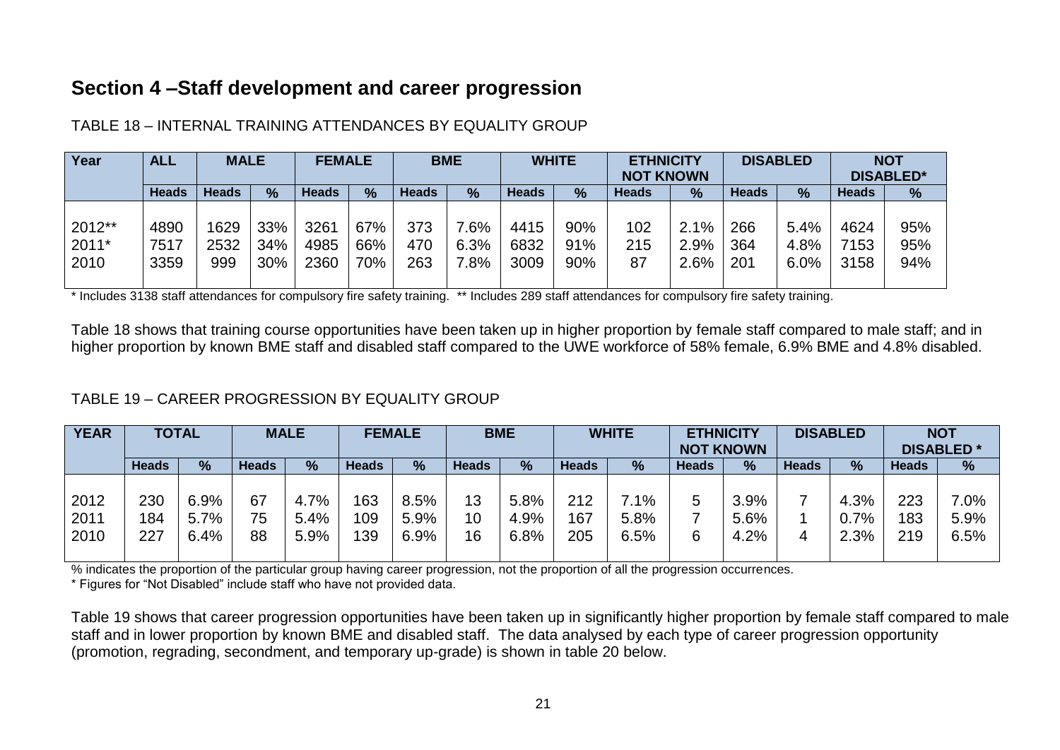## Section 4 –Staff development and career progression

TABLE 18 – INTERNAL TRAINING ATTENDANCES BY EQUALITY GROUP

| Year | ALL | MALE | | FEMALE | | BME | | WHITE | | ETHNICITY NOT KNOWN | | DISABLED | | NOT DISABLED* | |
|---|---|---|---|---|---|---|---|---|---|---|---|---|---|---|---|
| | Heads | Heads | % | Heads | % | Heads | % | Heads | % | Heads | % | Heads | % | Heads | % |
| 2012** | 4890 | 1629 | 33% | 3261 | 67% | 373 | 7.6% | 4415 | 90% | 102 | 2.1% | 266 | 5.4% | 4624 | 95% |
| 2011* | 7517 | 2532 | 34% | 4985 | 66% | 470 | 6.3% | 6832 | 91% | 215 | 2.9% | 364 | 4.8% | 7153 | 95% |
| 2010 | 3359 | 999 | 30% | 2360 | 70% | 263 | 7.8% | 3009 | 90% | 87 | 2.6% | 201 | 6.0% | 3158 | 94% |

\* Includes 3138 staff attendances for compulsory fire safety training. ** Includes 289 staff attendances for compulsory fire safety training.

Table 18 shows that training course opportunities have been taken up in higher proportion by female staff compared to male staff; and in higher proportion by known BME staff and disabled staff compared to the UWE workforce of 58% female, 6.9% BME and 4.8% disabled.

TABLE 19 – CAREER PROGRESSION BY EQUALITY GROUP

| YEAR | TOTAL | | MALE | | FEMALE | | BME | | WHITE | | ETHNICITY NOT KNOWN | | DISABLED | | NOT DISABLED * | |
|---|---|---|---|---|---|---|---|---|---|---|---|---|---|---|---|---|
| | Heads | % | Heads | % | Heads | % | Heads | % | Heads | % | Heads | % | Heads | % | Heads | % |
| 2012 | 230 | 6.9% | 67 | 4.7% | 163 | 8.5% | 13 | 5.8% | 212 | 7.1% | 5 | 3.9% | 7 | 4.3% | 223 | 7.0% |
| 2011 | 184 | 5.7% | 75 | 5.4% | 109 | 5.9% | 10 | 4.9% | 167 | 5.8% | 7 | 5.6% | 1 | 0.7% | 183 | 5.9% |
| 2010 | 227 | 6.4% | 88 | 5.9% | 139 | 6.9% | 16 | 6.8% | 205 | 6.5% | 6 | 4.2% | 4 | 2.3% | 219 | 6.5% |

% indicates the proportion of the particular group having career progression, not the proportion of all the progression occurrences.

\* Figures for "Not Disabled" include staff who have not provided data.

Table 19 shows that career progression opportunities have been taken up in significantly higher proportion by female staff compared to male staff and in lower proportion by known BME and disabled staff. The data analysed by each type of career progression opportunity (promotion, regrading, secondment, and temporary up-grade) is shown in table 20 below.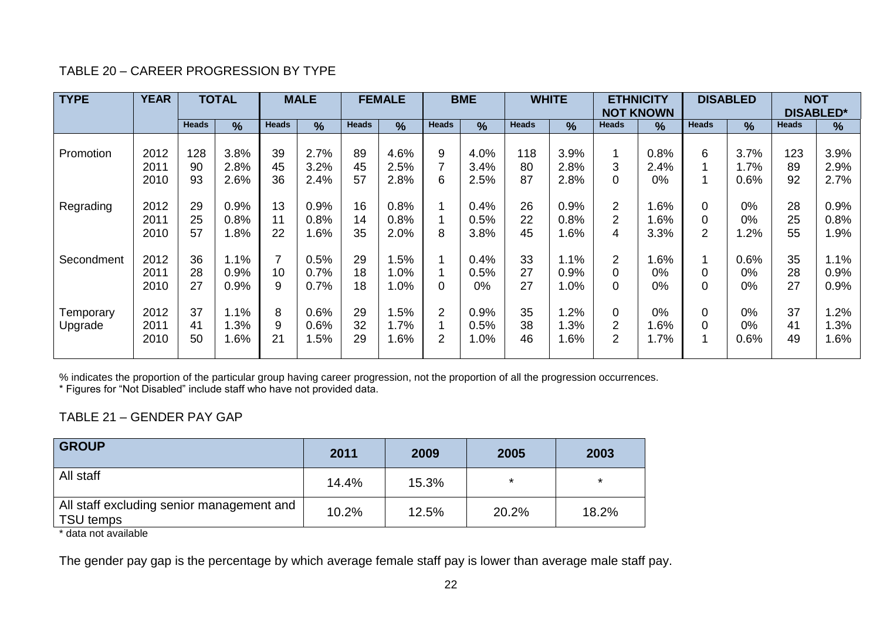TABLE 20 – CAREER PROGRESSION BY TYPE

| TYPE | YEAR | TOTAL | | MALE | | FEMALE | | BME | | WHITE | | ETHNICITY NOT KNOWN | | DISABLED | | NOT DISABLED* | |
|---|---|---|---|---|---|---|---|---|---|---|---|---|---|---|---|---|---|
| | | Heads | % | Heads | % | Heads | % | Heads | % | Heads | % | Heads | % | Heads | % | Heads | % |
| Promotion | 2012 | 128 | 3.8% | 39 | 2.7% | 89 | 4.6% | 9 | 4.0% | 118 | 3.9% | 1 | 0.8% | 6 | 3.7% | 123 | 3.9% |
| | 2011 | 90 | 2.8% | 45 | 3.2% | 45 | 2.5% | 7 | 3.4% | 80 | 2.8% | 3 | 2.4% | 1 | 1.7% | 89 | 2.9% |
| | 2010 | 93 | 2.6% | 36 | 2.4% | 57 | 2.8% | 6 | 2.5% | 87 | 2.8% | 0 | 0% | 1 | 0.6% | 92 | 2.7% |
| Regrading | 2012 | 29 | 0.9% | 13 | 0.9% | 16 | 0.8% | 1 | 0.4% | 26 | 0.9% | 2 | 1.6% | 0 | 0% | 28 | 0.9% |
| | 2011 | 25 | 0.8% | 11 | 0.8% | 14 | 0.8% | 1 | 0.5% | 22 | 0.8% | 2 | 1.6% | 0 | 0% | 25 | 0.8% |
| | 2010 | 57 | 1.8% | 22 | 1.6% | 35 | 2.0% | 8 | 3.8% | 45 | 1.6% | 4 | 3.3% | 2 | 1.2% | 55 | 1.9% |
| Secondment | 2012 | 36 | 1.1% | 7 | 0.5% | 29 | 1.5% | 1 | 0.4% | 33 | 1.1% | 2 | 1.6% | 1 | 0.6% | 35 | 1.1% |
| | 2011 | 28 | 0.9% | 10 | 0.7% | 18 | 1.0% | 1 | 0.5% | 27 | 0.9% | 0 | 0% | 0 | 0% | 28 | 0.9% |
| | 2010 | 27 | 0.9% | 9 | 0.7% | 18 | 1.0% | 0 | 0% | 27 | 1.0% | 0 | 0% | 0 | 0% | 27 | 0.9% |
| Temporary Upgrade | 2012 | 37 | 1.1% | 8 | 0.6% | 29 | 1.5% | 2 | 0.9% | 35 | 1.2% | 0 | 0% | 0 | 0% | 37 | 1.2% |
| | 2011 | 41 | 1.3% | 9 | 0.6% | 32 | 1.7% | 1 | 0.5% | 38 | 1.3% | 2 | 1.6% | 0 | 0% | 41 | 1.3% |
| | 2010 | 50 | 1.6% | 21 | 1.5% | 29 | 1.6% | 2 | 1.0% | 46 | 1.6% | 2 | 1.7% | 1 | 0.6% | 49 | 1.6% |

% indicates the proportion of the particular group having career progression, not the proportion of all the progression occurrences.
* Figures for "Not Disabled" include staff who have not provided data.

TABLE 21 – GENDER PAY GAP

| GROUP | 2011 | 2009 | 2005 | 2003 |
|---|---|---|---|---|
| All staff | 14.4% | 15.3% | * | * |
| All staff excluding senior management and TSU temps | 10.2% | 12.5% | 20.2% | 18.2% |

* data not available

The gender pay gap is the percentage by which average female staff pay is lower than average male staff pay.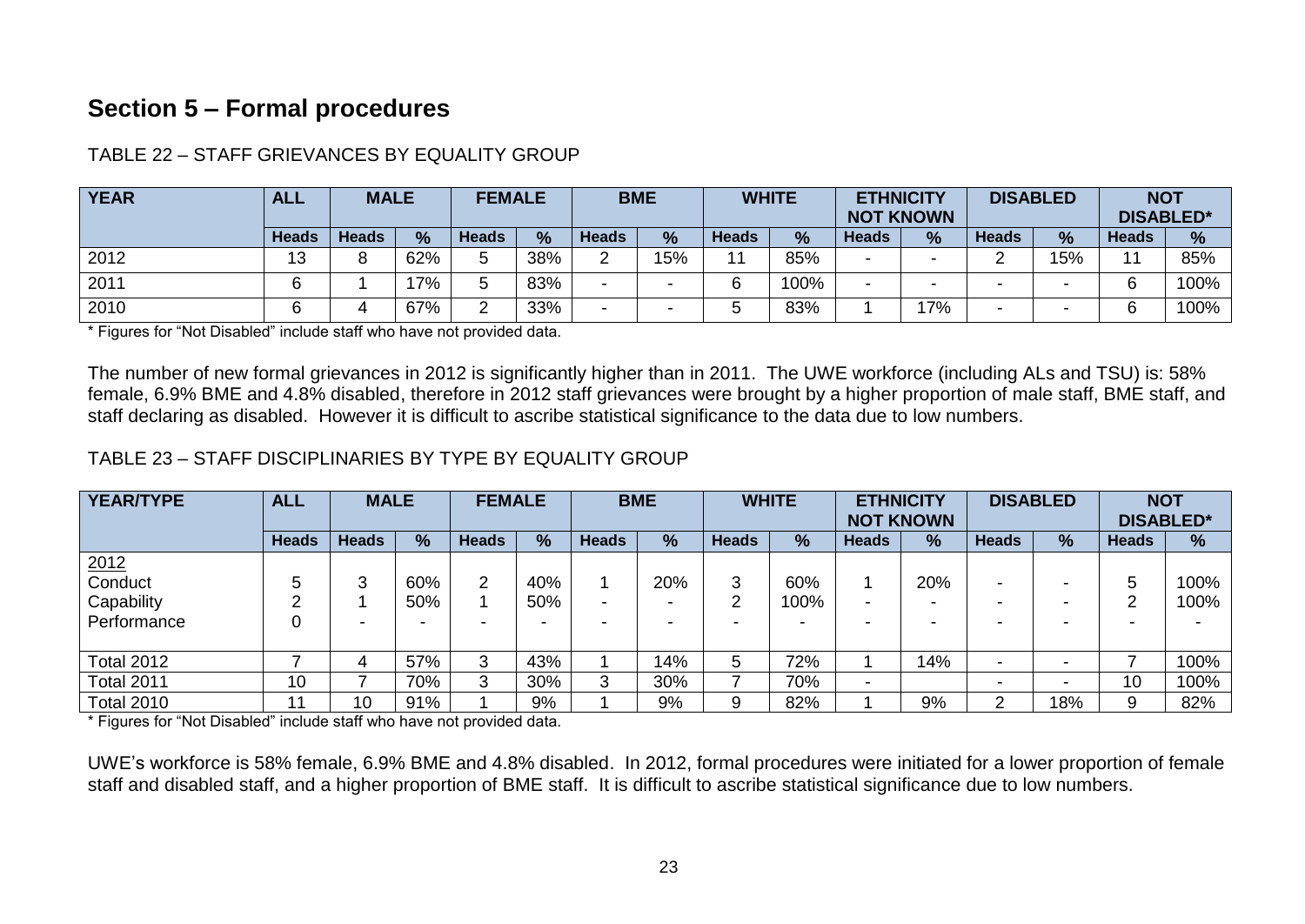## Section 5 – Formal procedures

TABLE 22 – STAFF GRIEVANCES BY EQUALITY GROUP

| YEAR | ALL | MALE | | FEMALE | | BME | | WHITE | | ETHNICITY NOT KNOWN | | DISABLED | | NOT DISABLED* | |
|---|---|---|---|---|---|---|---|---|---|---|---|---|---|---|---|
| | Heads | Heads | % | Heads | % | Heads | % | Heads | % | Heads | % | Heads | % | Heads | % |
| 2012 | 13 | 8 | 62% | 5 | 38% | 2 | 15% | 11 | 85% | - | - | 2 | 15% | 11 | 85% |
| 2011 | 6 | 1 | 17% | 5 | 83% | - | - | 6 | 100% | - | - | - | - | 6 | 100% |
| 2010 | 6 | 4 | 67% | 2 | 33% | - | - | 5 | 83% | 1 | 17% | - | - | 6 | 100% |

* Figures for "Not Disabled" include staff who have not provided data.

The number of new formal grievances in 2012 is significantly higher than in 2011. The UWE workforce (including ALs and TSU) is: 58% female, 6.9% BME and 4.8% disabled, therefore in 2012 staff grievances were brought by a higher proportion of male staff, BME staff, and staff declaring as disabled. However it is difficult to ascribe statistical significance to the data due to low numbers.

TABLE 23 – STAFF DISCIPLINARIES BY TYPE BY EQUALITY GROUP

| YEAR/TYPE | ALL | MALE | | FEMALE | | BME | | WHITE | | ETHNICITY NOT KNOWN | | DISABLED | | NOT DISABLED* | |
|---|---|---|---|---|---|---|---|---|---|---|---|---|---|---|---|
| | Heads | Heads | % | Heads | % | Heads | % | Heads | % | Heads | % | Heads | % | Heads | % |
| 2012 | | | | | | | | | | | | | | | |
| Conduct | 5 | 3 | 60% | 2 | 40% | 1 | 20% | 3 | 60% | 1 | 20% | - | - | 5 | 100% |
| Capability | 2 | 1 | 50% | 1 | 50% | - | - | 2 | 100% | - | - | - | - | 2 | 100% |
| Performance | 0 | - | - | - | - | - | - | - | - | - | - | - | - | - | - |
| Total 2012 | 7 | 4 | 57% | 3 | 43% | 1 | 14% | 5 | 72% | 1 | 14% | - | - | 7 | 100% |
| Total 2011 | 10 | 7 | 70% | 3 | 30% | 3 | 30% | 7 | 70% | - | | - | - | 10 | 100% |
| Total 2010 | 11 | 10 | 91% | 1 | 9% | 1 | 9% | 9 | 82% | 1 | 9% | 2 | 18% | 9 | 82% |

* Figures for "Not Disabled" include staff who have not provided data.

UWE's workforce is 58% female, 6.9% BME and 4.8% disabled. In 2012, formal procedures were initiated for a lower proportion of female staff and disabled staff, and a higher proportion of BME staff. It is difficult to ascribe statistical significance due to low numbers.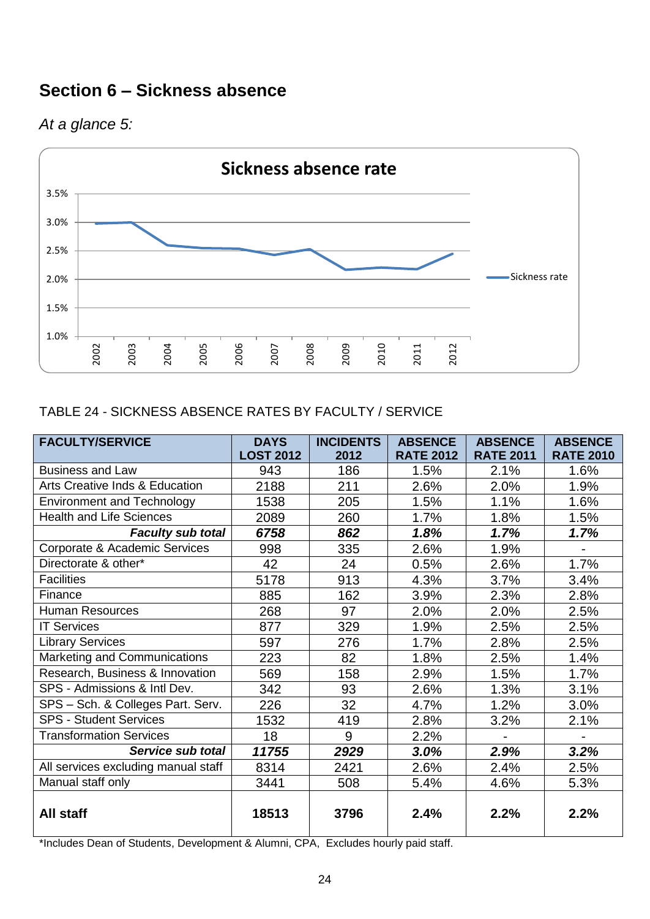## Section 6 – Sickness absence

*At a glance 5:*

TABLE 24 - SICKNESS ABSENCE RATES BY FACULTY / SERVICE

| FACULTY/SERVICE | DAYS LOST 2012 | INCIDENTS 2012 | ABSENCE RATE 2012 | ABSENCE RATE 2011 | ABSENCE RATE 2010 |
|---|---|---|---|---|---|
| Business and Law | 943 | 186 | 1.5% | 2.1% | 1.6% |
| Arts Creative Inds & Education | 2188 | 211 | 2.6% | 2.0% | 1.9% |
| Environment and Technology | 1538 | 205 | 1.5% | 1.1% | 1.6% |
| Health and Life Sciences | 2089 | 260 | 1.7% | 1.8% | 1.5% |
| ***Faculty sub total*** | ***6758*** | ***862*** | ***1.8%*** | ***1.7%*** | ***1.7%*** |
| Corporate & Academic Services | 998 | 335 | 2.6% | 1.9% | - |
| Directorate & other* | 42 | 24 | 0.5% | 2.6% | 1.7% |
| Facilities | 5178 | 913 | 4.3% | 3.7% | 3.4% |
| Finance | 885 | 162 | 3.9% | 2.3% | 2.8% |
| Human Resources | 268 | 97 | 2.0% | 2.0% | 2.5% |
| IT Services | 877 | 329 | 1.9% | 2.5% | 2.5% |
| Library Services | 597 | 276 | 1.7% | 2.8% | 2.5% |
| Marketing and Communications | 223 | 82 | 1.8% | 2.5% | 1.4% |
| Research, Business & Innovation | 569 | 158 | 2.9% | 1.5% | 1.7% |
| SPS - Admissions & Intl Dev. | 342 | 93 | 2.6% | 1.3% | 3.1% |
| SPS – Sch. & Colleges Part. Serv. | 226 | 32 | 4.7% | 1.2% | 3.0% |
| SPS - Student Services | 1532 | 419 | 2.8% | 3.2% | 2.1% |
| Transformation Services | 18 | 9 | 2.2% | - | - |
| ***Service sub total*** | ***11755*** | ***2929*** | ***3.0%*** | ***2.9%*** | ***3.2%*** |
| All services excluding manual staff | 8314 | 2421 | 2.6% | 2.4% | 2.5% |
| Manual staff only | 3441 | 508 | 5.4% | 4.6% | 5.3% |
| **All staff** | **18513** | **3796** | **2.4%** | **2.2%** | **2.2%** |

*Includes Dean of Students, Development & Alumni, CPA, Excludes hourly paid staff.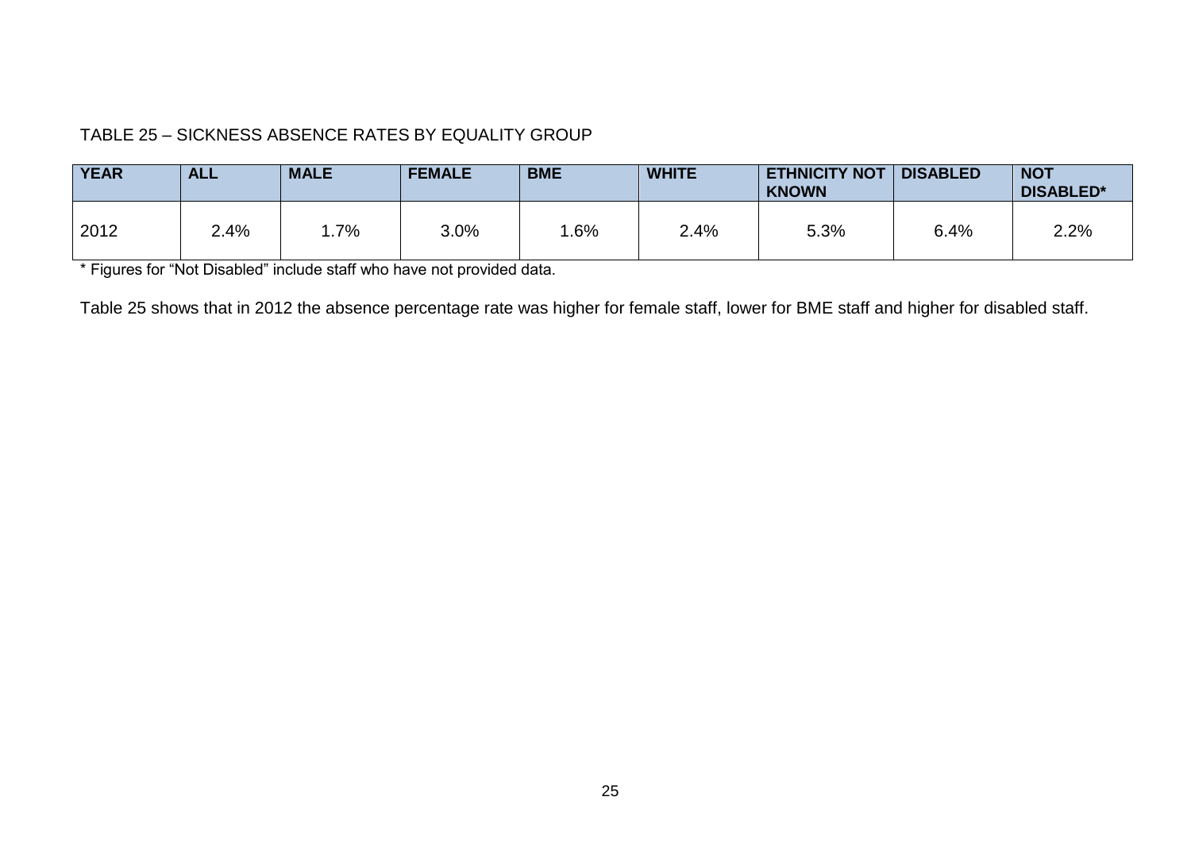TABLE 25 – SICKNESS ABSENCE RATES BY EQUALITY GROUP

| YEAR | ALL | MALE | FEMALE | BME | WHITE | ETHNICITY NOT KNOWN | DISABLED | NOT DISABLED* |
|---|---|---|---|---|---|---|---|---|
| 2012 | 2.4% | 1.7% | 3.0% | 1.6% | 2.4% | 5.3% | 6.4% | 2.2% |

* Figures for "Not Disabled" include staff who have not provided data.

Table 25 shows that in 2012 the absence percentage rate was higher for female staff, lower for BME staff and higher for disabled staff.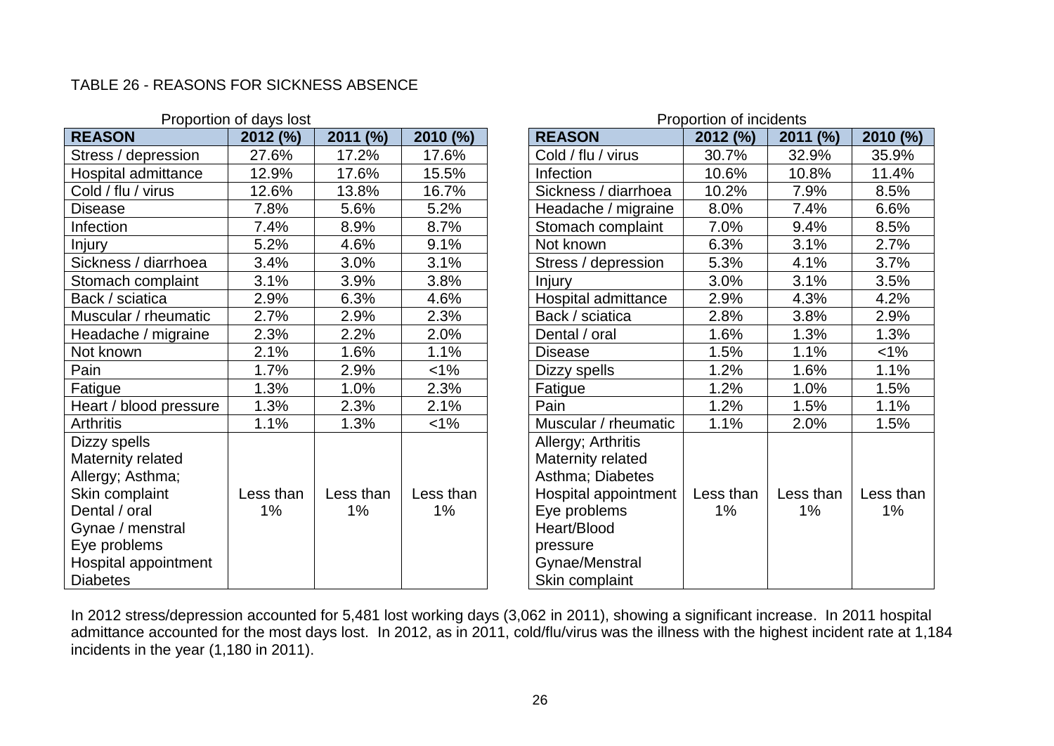TABLE 26 - REASONS FOR SICKNESS ABSENCE

Proportion of days lost

| REASON | 2012 (%) | 2011 (%) | 2010 (%) |
|---|---|---|---|
| Stress / depression | 27.6% | 17.2% | 17.6% |
| Hospital admittance | 12.9% | 17.6% | 15.5% |
| Cold / flu / virus | 12.6% | 13.8% | 16.7% |
| Disease | 7.8% | 5.6% | 5.2% |
| Infection | 7.4% | 8.9% | 8.7% |
| Injury | 5.2% | 4.6% | 9.1% |
| Sickness / diarrhoea | 3.4% | 3.0% | 3.1% |
| Stomach complaint | 3.1% | 3.9% | 3.8% |
| Back / sciatica | 2.9% | 6.3% | 4.6% |
| Muscular / rheumatic | 2.7% | 2.9% | 2.3% |
| Headache / migraine | 2.3% | 2.2% | 2.0% |
| Not known | 2.1% | 1.6% | 1.1% |
| Pain | 1.7% | 2.9% | <1% |
| Fatigue | 1.3% | 1.0% | 2.3% |
| Heart / blood pressure | 1.3% | 2.3% | 2.1% |
| Arthritis | 1.1% | 1.3% | <1% |
| Dizzy spells<br>Maternity related<br>Allergy; Asthma;<br>Skin complaint<br>Dental / oral<br>Gynae / menstral<br>Eye problems<br>Hospital appointment<br>Diabetes | Less than 1% | Less than 1% | Less than 1% |

Proportion of incidents

| REASON | 2012 (%) | 2011 (%) | 2010 (%) |
|---|---|---|---|
| Cold / flu / virus | 30.7% | 32.9% | 35.9% |
| Infection | 10.6% | 10.8% | 11.4% |
| Sickness / diarrhoea | 10.2% | 7.9% | 8.5% |
| Headache / migraine | 8.0% | 7.4% | 6.6% |
| Stomach complaint | 7.0% | 9.4% | 8.5% |
| Not known | 6.3% | 3.1% | 2.7% |
| Stress / depression | 5.3% | 4.1% | 3.7% |
| Injury | 3.0% | 3.1% | 3.5% |
| Hospital admittance | 2.9% | 4.3% | 4.2% |
| Back / sciatica | 2.8% | 3.8% | 2.9% |
| Dental / oral | 1.6% | 1.3% | 1.3% |
| Disease | 1.5% | 1.1% | <1% |
| Dizzy spells | 1.2% | 1.6% | 1.1% |
| Fatigue | 1.2% | 1.0% | 1.5% |
| Pain | 1.2% | 1.5% | 1.1% |
| Muscular / rheumatic | 1.1% | 2.0% | 1.5% |
| Allergy; Arthritis<br>Maternity related<br>Asthma; Diabetes<br>Hospital appointment<br>Eye problems<br>Heart/Blood pressure<br>Gynae/Menstral<br>Skin complaint | Less than 1% | Less than 1% | Less than 1% |

In 2012 stress/depression accounted for 5,481 lost working days (3,062 in 2011), showing a significant increase. In 2011 hospital admittance accounted for the most days lost. In 2012, as in 2011, cold/flu/virus was the illness with the highest incident rate at 1,184 incidents in the year (1,180 in 2011).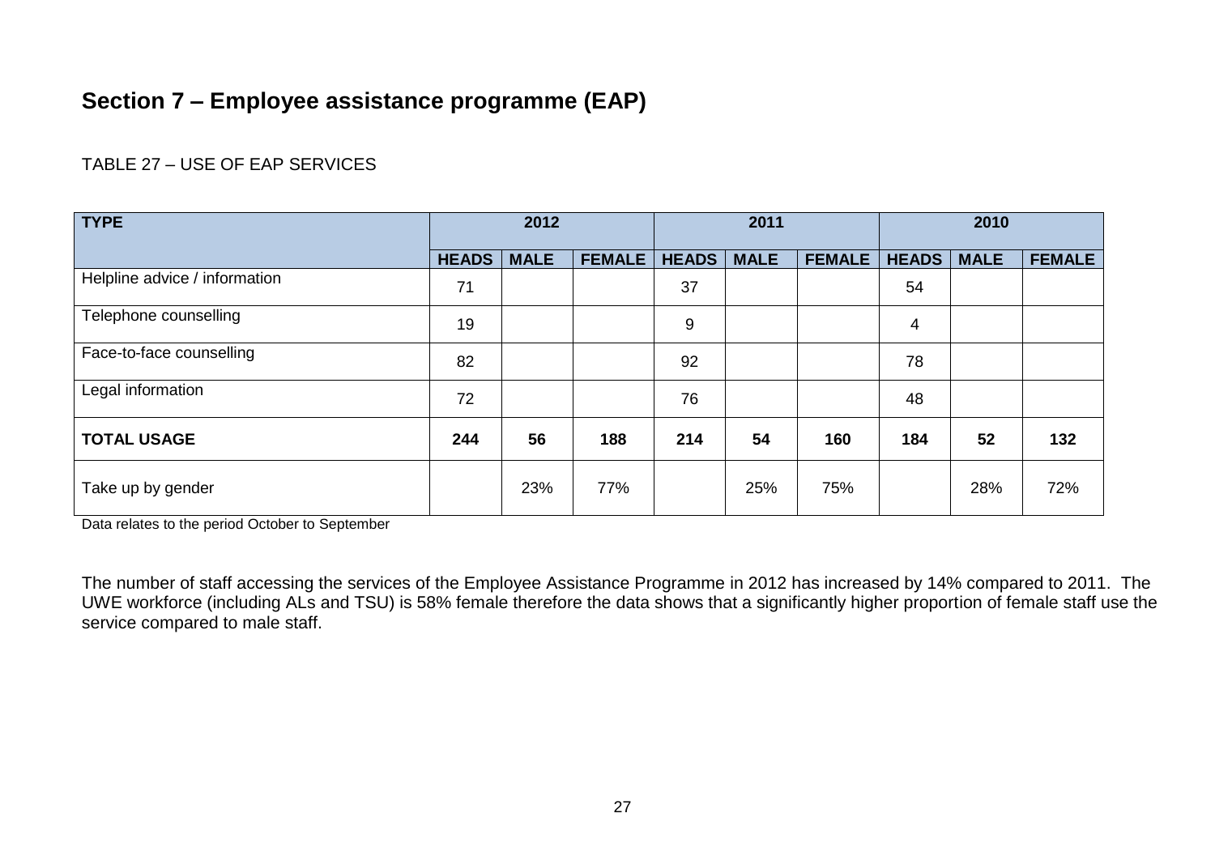## Section 7 – Employee assistance programme (EAP)

TABLE 27 – USE OF EAP SERVICES

| TYPE | 2012 | | | 2011 | | | 2010 | | |
|---|---|---|---|---|---|---|---|---|---|
| | HEADS | MALE | FEMALE | HEADS | MALE | FEMALE | HEADS | MALE | FEMALE |
| Helpline advice / information | 71 | | | 37 | | | 54 | | |
| Telephone counselling | 19 | | | 9 | | | 4 | | |
| Face-to-face counselling | 82 | | | 92 | | | 78 | | |
| Legal information | 72 | | | 76 | | | 48 | | |
| **TOTAL USAGE** | **244** | **56** | **188** | **214** | **54** | **160** | **184** | **52** | **132** |
| Take up by gender | | 23% | 77% | | 25% | 75% | | 28% | 72% |

Data relates to the period October to September

The number of staff accessing the services of the Employee Assistance Programme in 2012 has increased by 14% compared to 2011. The UWE workforce (including ALs and TSU) is 58% female therefore the data shows that a significantly higher proportion of female staff use the service compared to male staff.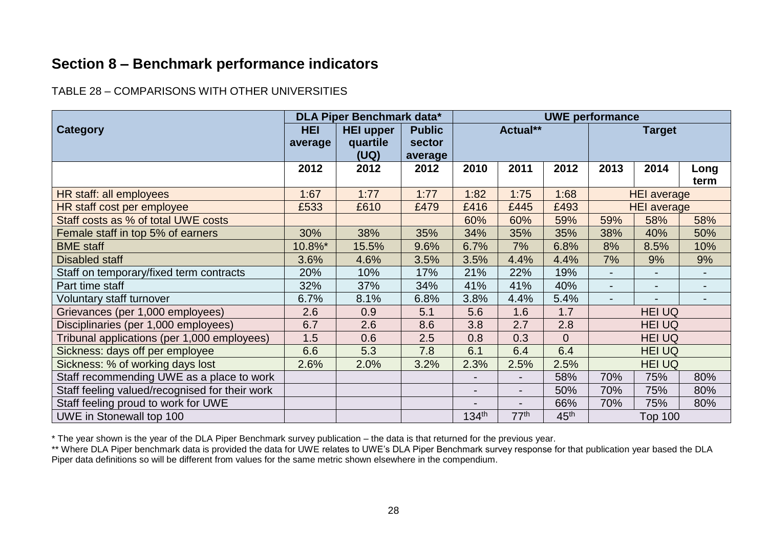## Section 8 – Benchmark performance indicators

TABLE 28 – COMPARISONS WITH OTHER UNIVERSITIES

| Category | DLA Piper Benchmark data* | | | UWE performance | | | | | |
|---|---|---|---|---|---|---|---|---|---|
| | HEI average | HEI upper quartile (UQ) | Public sector average | Actual** | | | Target | | |
| | 2012 | 2012 | 2012 | 2010 | 2011 | 2012 | 2013 | 2014 | Long term |
| HR staff: all employees | 1:67 | 1:77 | 1:77 | 1:82 | 1:75 | 1:68 | HEI average | | |
| HR staff cost per employee | £533 | £610 | £479 | £416 | £445 | £493 | HEI average | | |
| Staff costs as % of total UWE costs | | | | 60% | 60% | 59% | 59% | 58% | 58% |
| Female staff in top 5% of earners | 30% | 38% | 35% | 34% | 35% | 35% | 38% | 40% | 50% |
| BME staff | 10.8%* | 15.5% | 9.6% | 6.7% | 7% | 6.8% | 8% | 8.5% | 10% |
| Disabled staff | 3.6% | 4.6% | 3.5% | 3.5% | 4.4% | 4.4% | 7% | 9% | 9% |
| Staff on temporary/fixed term contracts | 20% | 10% | 17% | 21% | 22% | 19% | - | - | - |
| Part time staff | 32% | 37% | 34% | 41% | 41% | 40% | - | - | - |
| Voluntary staff turnover | 6.7% | 8.1% | 6.8% | 3.8% | 4.4% | 5.4% | - | - | - |
| Grievances (per 1,000 employees) | 2.6 | 0.9 | 5.1 | 5.6 | 1.6 | 1.7 | HEI UQ | | |
| Disciplinaries (per 1,000 employees) | 6.7 | 2.6 | 8.6 | 3.8 | 2.7 | 2.8 | HEI UQ | | |
| Tribunal applications (per 1,000 employees) | 1.5 | 0.6 | 2.5 | 0.8 | 0.3 | 0 | HEI UQ | | |
| Sickness: days off per employee | 6.6 | 5.3 | 7.8 | 6.1 | 6.4 | 6.4 | HEI UQ | | |
| Sickness: % of working days lost | 2.6% | 2.0% | 3.2% | 2.3% | 2.5% | 2.5% | HEI UQ | | |
| Staff recommending UWE as a place to work | | | | - | - | 58% | 70% | 75% | 80% |
| Staff feeling valued/recognised for their work | | | | - | - | 50% | 70% | 75% | 80% |
| Staff feeling proud to work for UWE | | | | - | - | 66% | 70% | 75% | 80% |
| UWE in Stonewall top 100 | | | | 134th | 77th | 45th | Top 100 | | |

\* The year shown is the year of the DLA Piper Benchmark survey publication – the data is that returned for the previous year.

** Where DLA Piper benchmark data is provided the data for UWE relates to UWE's DLA Piper Benchmark survey response for that publication year based the DLA Piper data definitions so will be different from values for the same metric shown elsewhere in the compendium.